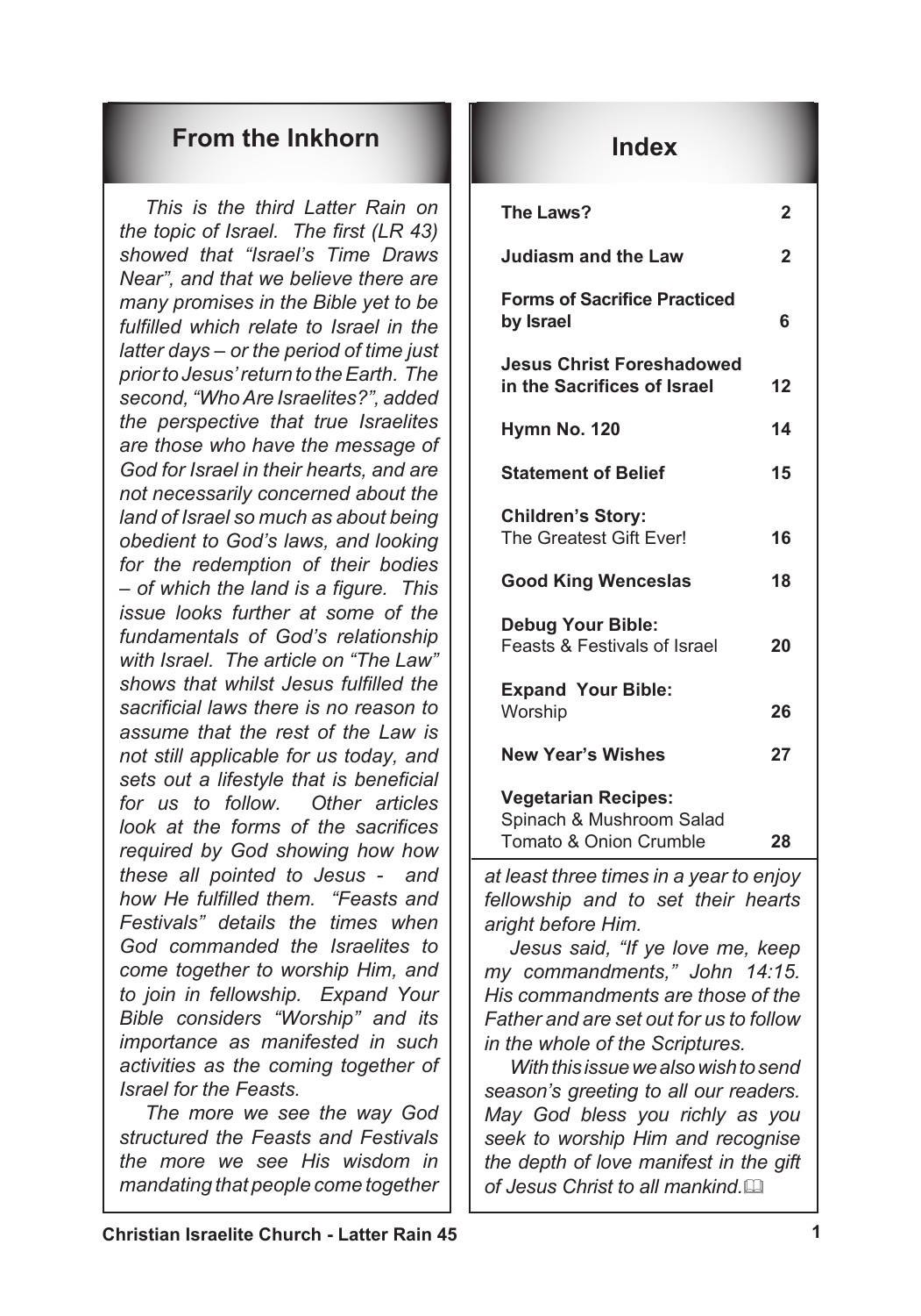## From the Inkhorn

*This is the third Latter Rain on the topic of Israel. The first (LR 43) showed that "Israel's Time Draws Near", and that we believe there are many promises in the Bible yet to be fulfilled which relate to Israel in the latter days – or the period of time just prior to Jesus' return to the Earth. The second, "Who Are Israelites?", added the perspective that true Israelites are those who have the message of God for Israel in their hearts, and are not necessarily concerned about the land of Israel so much as about being obedient to God's laws, and looking for the redemption of their bodies – of which the land is a figure. This issue looks further at some of the fundamentals of God's relationship with Israel. The article on "The Law" shows that whilst Jesus fulfilled the sacrificial laws there is no reason to assume that the rest of the Law is not still applicable for us today, and sets out a lifestyle that is beneficial for us to follow. Other articles look at the forms of the sacrifices required by God showing how how these all pointed to Jesus - and how He fulfilled them. "Feasts and Festivals" details the times when God commanded the Israelites to come together to worship Him, and to join in fellowship. Expand Your Bible considers "Worship" and its importance as manifested in such activities as the coming together of Israel for the Feasts.*

*The more we see the way God structured the Feasts and Festivals the more we see His wisdom in mandating that people come together at least three times in a year to enjoy fellowship and to set their hearts aright before Him.*

*Jesus said, "If ye love me, keep my commandments," John 14:15. His commandments are those of the Father and are set out for us to follow in the whole of the Scriptures.*

*With this issue we also wish to send season's greeting to all our readers. May God bless you richly as you seek to worship Him and recognise the depth of love manifest in the gift of Jesus Christ to all mankind.*

## Index

| | |
|---|---|
| **The Laws?** | **2** |
| **Judiasm and the Law** | **2** |
| **Forms of Sacrifice Practiced by Israel** | **6** |
| **Jesus Christ Foreshadowed in the Sacrifices of Israel** | **12** |
| **Hymn No. 120** | **14** |
| **Statement of Belief** | **15** |
| **Children's Story:** The Greatest Gift Ever! | **16** |
| **Good King Wenceslas** | **18** |
| **Debug Your Bible:** Feasts & Festivals of Israel | **20** |
| **Expand Your Bible:** Worship | **26** |
| **New Year's Wishes** | **27** |
| **Vegetarian Recipes:** Spinach & Mushroom Salad, Tomato & Onion Crumble | **28** |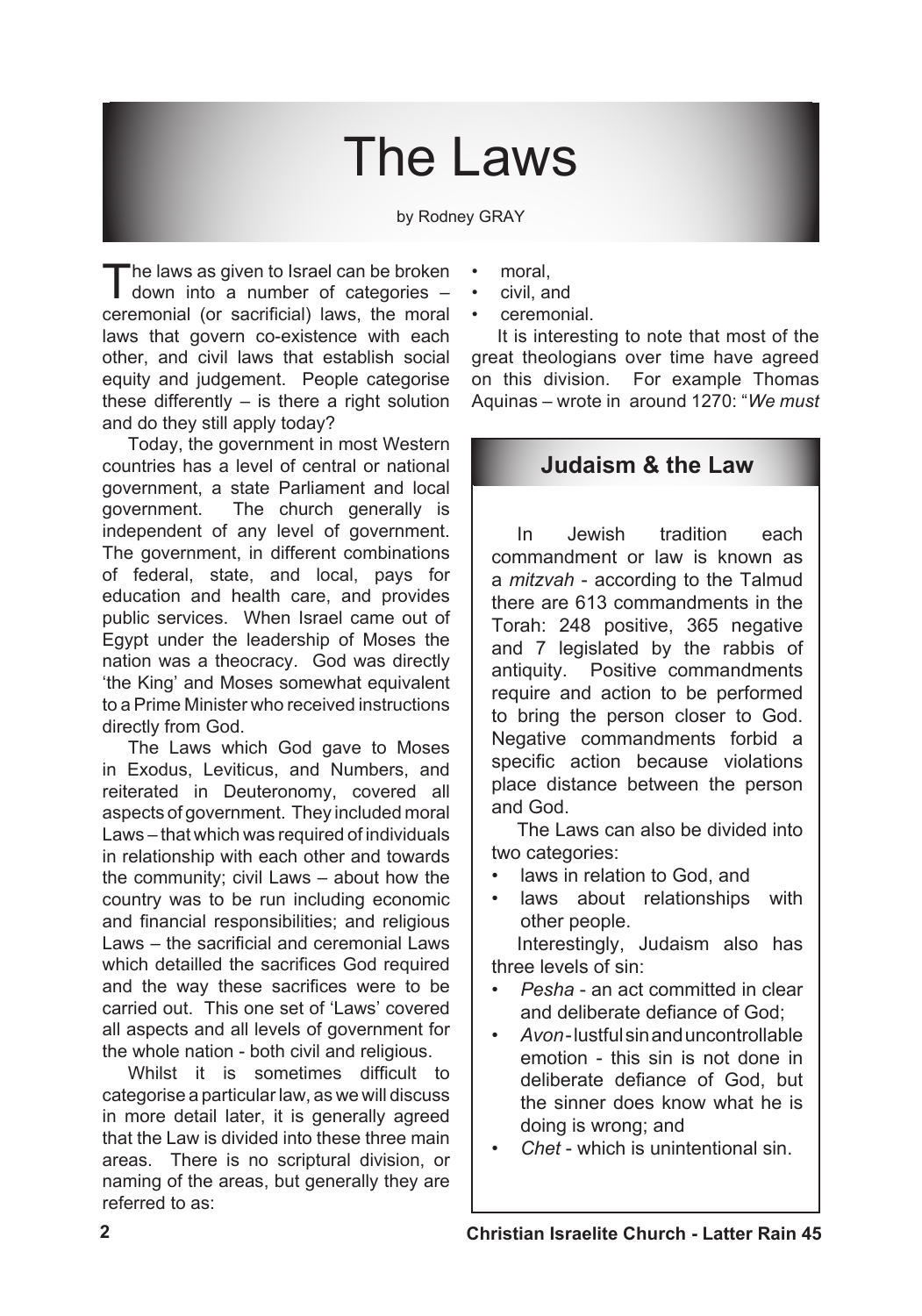# The Laws

by Rodney GRAY

The laws as given to Israel can be broken down into a number of categories – ceremonial (or sacrificial) laws, the moral laws that govern co-existence with each other, and civil laws that establish social equity and judgement. People categorise these differently – is there a right solution and do they still apply today?

Today, the government in most Western countries has a level of central or national government, a state Parliament and local government. The church generally is independent of any level of government. The government, in different combinations of federal, state, and local, pays for education and health care, and provides public services. When Israel came out of Egypt under the leadership of Moses the nation was a theocracy. God was directly 'the King' and Moses somewhat equivalent to a Prime Minister who received instructions directly from God.

The Laws which God gave to Moses in Exodus, Leviticus, and Numbers, and reiterated in Deuteronomy, covered all aspects of government. They included moral Laws – that which was required of individuals in relationship with each other and towards the community; civil Laws – about how the country was to be run including economic and financial responsibilities; and religious Laws – the sacrificial and ceremonial Laws which detailled the sacrifices God required and the way these sacrifices were to be carried out. This one set of 'Laws' covered all aspects and all levels of government for the whole nation - both civil and religious.

Whilst it is sometimes difficult to categorise a particular law, as we will discuss in more detail later, it is generally agreed that the Law is divided into these three main areas. There is no scriptural division, or naming of the areas, but generally they are referred to as:

- moral,
- civil, and
- ceremonial.

It is interesting to note that most of the great theologians over time have agreed on this division. For example Thomas Aquinas – wrote in around 1270: "*We must*

## Judaism & the Law

In Jewish tradition each commandment or law is known as a *mitzvah* - according to the Talmud there are 613 commandments in the Torah: 248 positive, 365 negative and 7 legislated by the rabbis of antiquity. Positive commandments require and action to be performed to bring the person closer to God. Negative commandments forbid a specific action because violations place distance between the person and God.

The Laws can also be divided into two categories:

- laws in relation to God, and
- laws about relationships with other people.

Interestingly, Judaism also has three levels of sin:

- *Pesha* - an act committed in clear and deliberate defiance of God;
- *Avon* - lustful sin and uncontrollable emotion - this sin is not done in deliberate defiance of God, but the sinner does know what he is doing is wrong; and
- *Chet* - which is unintentional sin.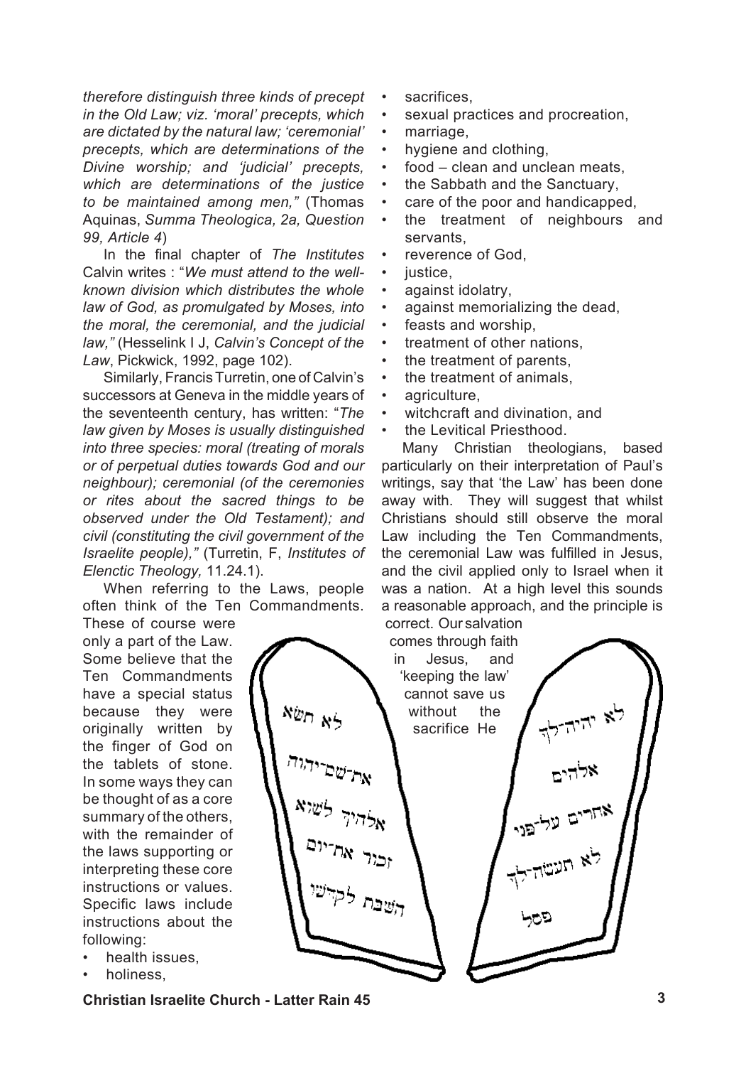*therefore distinguish three kinds of precept in the Old Law; viz. 'moral' precepts, which are dictated by the natural law; 'ceremonial' precepts, which are determinations of the Divine worship; and 'judicial' precepts, which are determinations of the justice to be maintained among men,"* (Thomas Aquinas, *Summa Theologica, 2a, Question 99, Article 4*)

In the final chapter of *The Institutes* Calvin writes : "*We must attend to the well-known division which distributes the whole law of God, as promulgated by Moses, into the moral, the ceremonial, and the judicial law,"* (Hesselink I J, *Calvin's Concept of the Law*, Pickwick, 1992, page 102).

Similarly, Francis Turretin, one of Calvin's successors at Geneva in the middle years of the seventeenth century, has written: "*The law given by Moses is usually distinguished into three species: moral (treating of morals or of perpetual duties towards God and our neighbour); ceremonial (of the ceremonies or rites about the sacred things to be observed under the Old Testament); and civil (constituting the civil government of the Israelite people),"* (Turretin, F, *Institutes of Elenctic Theology,* 11.24.1).

When referring to the Laws, people often think of the Ten Commandments. These of course were only a part of the Law. Some believe that the Ten Commandments have a special status because they were originally written by the finger of God on the tablets of stone. In some ways they can be thought of as a core summary of the others, with the remainder of the laws supporting or interpreting these core instructions or values. Specific laws include instructions about the following:

- health issues,
- holiness,
- sacrifices,
- sexual practices and procreation,
- marriage,
- hygiene and clothing,
- food – clean and unclean meats,
- the Sabbath and the Sanctuary,
- care of the poor and handicapped,
- the treatment of neighbours and servants,
- reverence of God,
- justice,
- against idolatry,
- against memorializing the dead,
- feasts and worship,
- treatment of other nations,
- the treatment of parents,
- the treatment of animals,
- agriculture,
- witchcraft and divination, and
- the Levitical Priesthood.

Many Christian theologians, based particularly on their interpretation of Paul's writings, say that 'the Law' has been done away with. They will suggest that whilst Christians should still observe the moral Law including the Ten Commandments, the ceremonial Law was fulfilled in Jesus, and the civil applied only to Israel when it was a nation. At a high level this sounds a reasonable approach, and the principle is correct. Our salvation comes through faith in Jesus, and 'keeping the law' cannot save us without the sacrifice He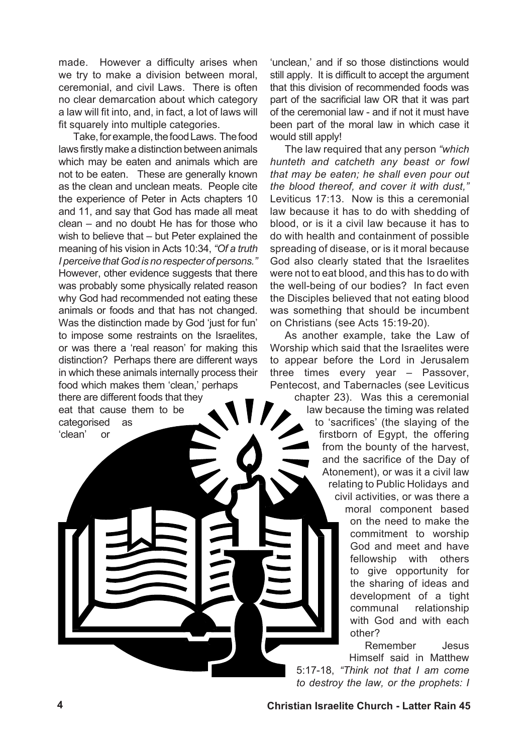made. However a difficulty arises when we try to make a division between moral, ceremonial, and civil Laws. There is often no clear demarcation about which category a law will fit into, and, in fact, a lot of laws will fit squarely into multiple categories.

Take, for example, the food Laws. The food laws firstly make a distinction between animals which may be eaten and animals which are not to be eaten. These are generally known as the clean and unclean meats. People cite the experience of Peter in Acts chapters 10 and 11, and say that God has made all meat clean – and no doubt He has for those who wish to believe that – but Peter explained the meaning of his vision in Acts 10:34, *"Of a truth I perceive that God is no respecter of persons."* However, other evidence suggests that there was probably some physically related reason why God had recommended not eating these animals or foods and that has not changed. Was the distinction made by God 'just for fun' to impose some restraints on the Israelites, or was there a 'real reason' for making this distinction? Perhaps there are different ways in which these animals internally process their food which makes them 'clean,' perhaps there are different foods that they eat that cause them to be categorised as 'clean' or 'unclean,' and if so those distinctions would still apply. It is difficult to accept the argument that this division of recommended foods was part of the sacrificial law OR that it was part of the ceremonial law - and if not it must have been part of the moral law in which case it would still apply!

The law required that any person *"which hunteth and catcheth any beast or fowl that may be eaten; he shall even pour out the blood thereof, and cover it with dust,"* Leviticus 17:13. Now is this a ceremonial law because it has to do with shedding of blood, or is it a civil law because it has to do with health and containment of possible spreading of disease, or is it moral because God also clearly stated that the Israelites were not to eat blood, and this has to do with the well-being of our bodies? In fact even the Disciples believed that not eating blood was something that should be incumbent on Christians (see Acts 15:19-20).

As another example, take the Law of Worship which said that the Israelites were to appear before the Lord in Jerusalem three times every year – Passover, Pentecost, and Tabernacles (see Leviticus chapter 23). Was this a ceremonial law because the timing was related to 'sacrifices' (the slaying of the firstborn of Egypt, the offering from the bounty of the harvest, and the sacrifice of the Day of Atonement), or was it a civil law relating to Public Holidays and civil activities, or was there a moral component based on the need to make the commitment to worship God and meet and have fellowship with others to give opportunity for the sharing of ideas and development of a tight communal relationship with God and with each other?

Remember Jesus Himself said in Matthew 5:17-18, *"Think not that I am come to destroy the law, or the prophets: I*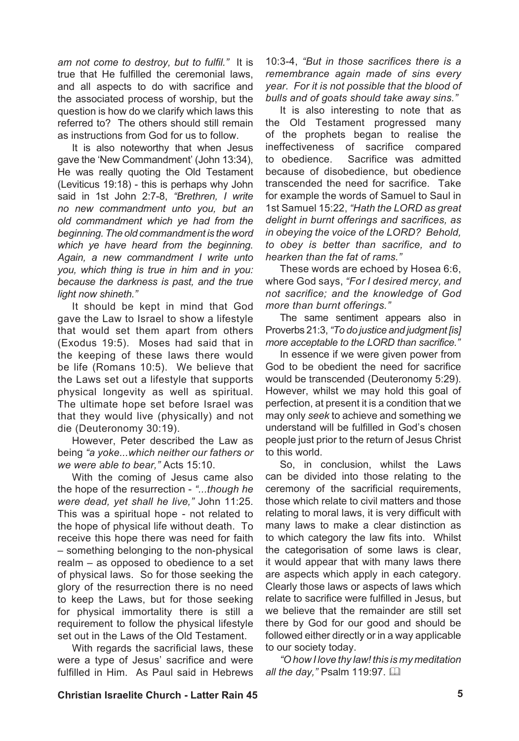*am not come to destroy, but to fulfil."* It is true that He fulfilled the ceremonial laws, and all aspects to do with sacrifice and the associated process of worship, but the question is how do we clarify which laws this referred to? The others should still remain as instructions from God for us to follow.

It is also noteworthy that when Jesus gave the 'New Commandment' (John 13:34), He was really quoting the Old Testament (Leviticus 19:18) - this is perhaps why John said in 1st John 2:7-8, *"Brethren, I write no new commandment unto you, but an old commandment which ye had from the beginning. The old commandment is the word which ye have heard from the beginning. Again, a new commandment I write unto you, which thing is true in him and in you: because the darkness is past, and the true light now shineth."*

It should be kept in mind that God gave the Law to Israel to show a lifestyle that would set them apart from others (Exodus 19:5). Moses had said that in the keeping of these laws there would be life (Romans 10:5). We believe that the Laws set out a lifestyle that supports physical longevity as well as spiritual. The ultimate hope set before Israel was that they would live (physically) and not die (Deuteronomy 30:19).

However, Peter described the Law as being *"a yoke...which neither our fathers or we were able to bear,"* Acts 15:10.

With the coming of Jesus came also the hope of the resurrection - *"...though he were dead, yet shall he live,"* John 11:25. This was a spiritual hope - not related to the hope of physical life without death. To receive this hope there was need for faith – something belonging to the non-physical realm – as opposed to obedience to a set of physical laws. So for those seeking the glory of the resurrection there is no need to keep the Laws, but for those seeking for physical immortality there is still a requirement to follow the physical lifestyle set out in the Laws of the Old Testament.

With regards the sacrificial laws, these were a type of Jesus' sacrifice and were fulfilled in Him. As Paul said in Hebrews 10:3-4, *"But in those sacrifices there is a remembrance again made of sins every year. For it is not possible that the blood of bulls and of goats should take away sins."*

It is also interesting to note that as the Old Testament progressed many of the prophets began to realise the ineffectiveness of sacrifice compared to obedience. Sacrifice was admitted because of disobedience, but obedience transcended the need for sacrifice. Take for example the words of Samuel to Saul in 1st Samuel 15:22, *"Hath the LORD as great delight in burnt offerings and sacrifices, as in obeying the voice of the LORD? Behold, to obey is better than sacrifice, and to hearken than the fat of rams."*

These words are echoed by Hosea 6:6, where God says, *"For I desired mercy, and not sacrifice; and the knowledge of God more than burnt offerings."*

The same sentiment appears also in Proverbs 21:3, *"To do justice and judgment [is] more acceptable to the LORD than sacrifice."*

In essence if we were given power from God to be obedient the need for sacrifice would be transcended (Deuteronomy 5:29). However, whilst we may hold this goal of perfection, at present it is a condition that we may only *seek* to achieve and something we understand will be fulfilled in God's chosen people just prior to the return of Jesus Christ to this world.

So, in conclusion, whilst the Laws can be divided into those relating to the ceremony of the sacrificial requirements, those which relate to civil matters and those relating to moral laws, it is very difficult with many laws to make a clear distinction as to which category the law fits into. Whilst the categorisation of some laws is clear, it would appear that with many laws there are aspects which apply in each category. Clearly those laws or aspects of laws which relate to sacrifice were fulfilled in Jesus, but we believe that the remainder are still set there by God for our good and should be followed either directly or in a way applicable to our society today.

*"O how I love thy law! this is my meditation all the day,"* Psalm 119:97.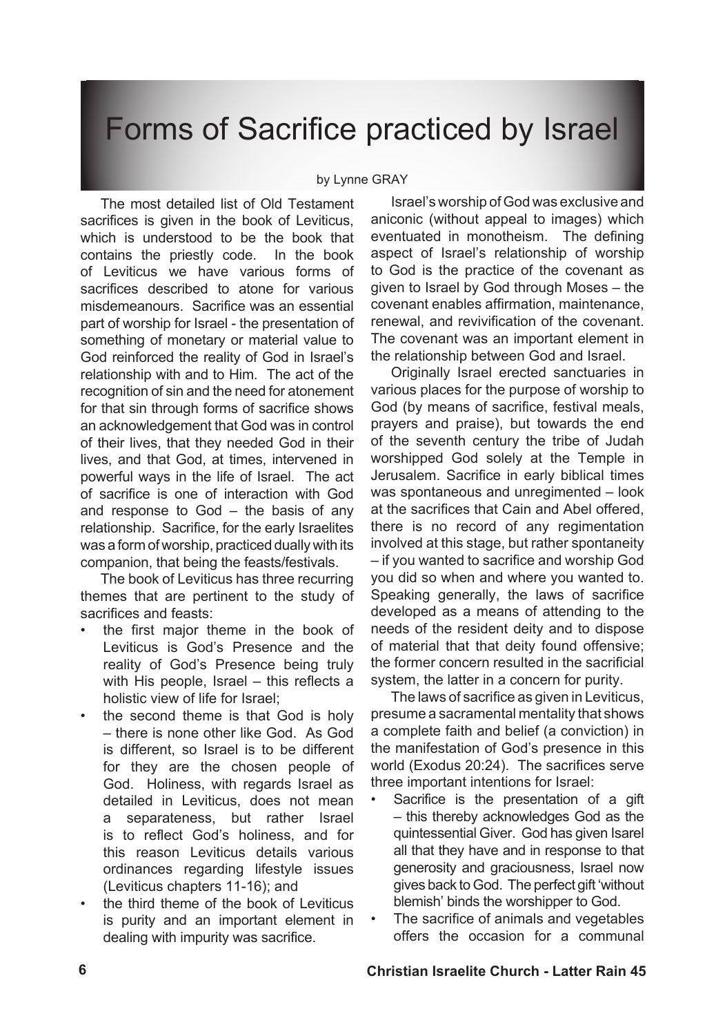# Forms of Sacrifice practiced by Israel

by Lynne GRAY

The most detailed list of Old Testament sacrifices is given in the book of Leviticus, which is understood to be the book that contains the priestly code. In the book of Leviticus we have various forms of sacrifices described to atone for various misdemeanours. Sacrifice was an essential part of worship for Israel - the presentation of something of monetary or material value to God reinforced the reality of God in Israel's relationship with and to Him. The act of the recognition of sin and the need for atonement for that sin through forms of sacrifice shows an acknowledgement that God was in control of their lives, that they needed God in their lives, and that God, at times, intervened in powerful ways in the life of Israel. The act of sacrifice is one of interaction with God and response to God – the basis of any relationship. Sacrifice, for the early Israelites was a form of worship, practiced dually with its companion, that being the feasts/festivals.

The book of Leviticus has three recurring themes that are pertinent to the study of sacrifices and feasts:

- the first major theme in the book of Leviticus is God's Presence and the reality of God's Presence being truly with His people, Israel – this reflects a holistic view of life for Israel;
- the second theme is that God is holy – there is none other like God. As God is different, so Israel is to be different for they are the chosen people of God. Holiness, with regards Israel as detailed in Leviticus, does not mean a separateness, but rather Israel is to reflect God's holiness, and for this reason Leviticus details various ordinances regarding lifestyle issues (Leviticus chapters 11-16); and
- the third theme of the book of Leviticus is purity and an important element in dealing with impurity was sacrifice.

Israel's worship of God was exclusive and aniconic (without appeal to images) which eventuated in monotheism. The defining aspect of Israel's relationship of worship to God is the practice of the covenant as given to Israel by God through Moses – the covenant enables affirmation, maintenance, renewal, and revivification of the covenant. The covenant was an important element in the relationship between God and Israel.

Originally Israel erected sanctuaries in various places for the purpose of worship to God (by means of sacrifice, festival meals, prayers and praise), but towards the end of the seventh century the tribe of Judah worshipped God solely at the Temple in Jerusalem. Sacrifice in early biblical times was spontaneous and unregimented – look at the sacrifices that Cain and Abel offered, there is no record of any regimentation involved at this stage, but rather spontaneity – if you wanted to sacrifice and worship God you did so when and where you wanted to. Speaking generally, the laws of sacrifice developed as a means of attending to the needs of the resident deity and to dispose of material that that deity found offensive; the former concern resulted in the sacrificial system, the latter in a concern for purity.

The laws of sacrifice as given in Leviticus, presume a sacramental mentality that shows a complete faith and belief (a conviction) in the manifestation of God's presence in this world (Exodus 20:24). The sacrifices serve three important intentions for Israel:

- Sacrifice is the presentation of a gift – this thereby acknowledges God as the quintessential Giver. God has given Isarel all that they have and in response to that generosity and graciousness, Israel now gives back to God. The perfect gift 'without blemish' binds the worshipper to God.
- The sacrifice of animals and vegetables offers the occasion for a communal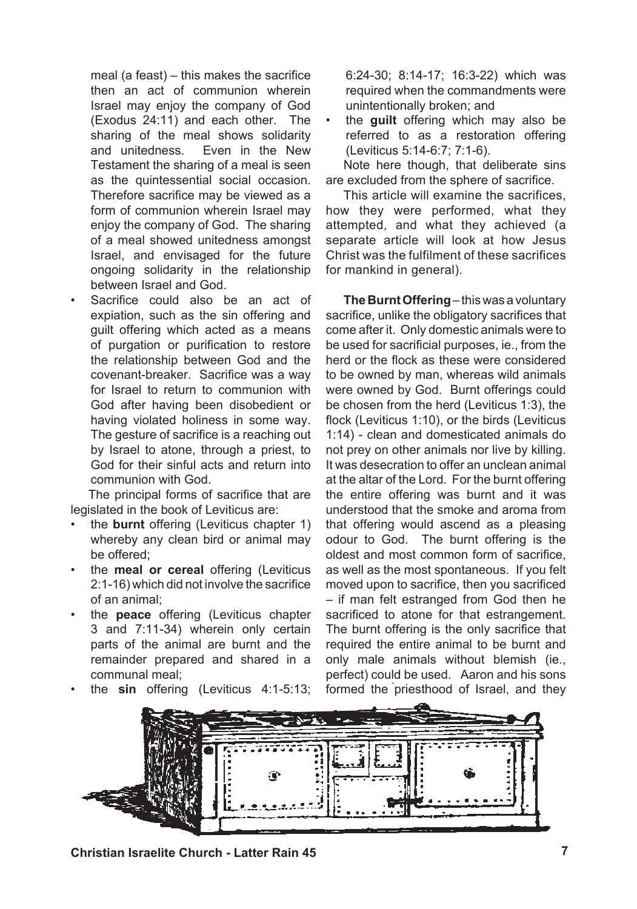meal (a feast) – this makes the sacrifice then an act of communion wherein Israel may enjoy the company of God (Exodus 24:11) and each other. The sharing of the meal shows solidarity and unitedness. Even in the New Testament the sharing of a meal is seen as the quintessential social occasion. Therefore sacrifice may be viewed as a form of communion wherein Israel may enjoy the company of God. The sharing of a meal showed unitedness amongst Israel, and envisaged for the future ongoing solidarity in the relationship between Israel and God.

- Sacrifice could also be an act of expiation, such as the sin offering and guilt offering which acted as a means of purgation or purification to restore the relationship between God and the covenant-breaker. Sacrifice was a way for Israel to return to communion with God after having been disobedient or having violated holiness in some way. The gesture of sacrifice is a reaching out by Israel to atone, through a priest, to God for their sinful acts and return into communion with God.

The principal forms of sacrifice that are legislated in the book of Leviticus are:

- the **burnt** offering (Leviticus chapter 1) whereby any clean bird or animal may be offered;
- the **meal or cereal** offering (Leviticus 2:1-16) which did not involve the sacrifice of an animal;
- the **peace** offering (Leviticus chapter 3 and 7:11-34) wherein only certain parts of the animal are burnt and the remainder prepared and shared in a communal meal;
- the **sin** offering (Leviticus 4:1-5:13; 6:24-30; 8:14-17; 16:3-22) which was required when the commandments were unintentionally broken; and
- the **guilt** offering which may also be referred to as a restoration offering (Leviticus 5:14-6:7; 7:1-6).

Note here though, that deliberate sins are excluded from the sphere of sacrifice.

This article will examine the sacrifices, how they were performed, what they attempted, and what they achieved (a separate article will look at how Jesus Christ was the fulfilment of these sacrifices for mankind in general).

**The Burnt Offering** – this was a voluntary sacrifice, unlike the obligatory sacrifices that come after it. Only domestic animals were to be used for sacrificial purposes, ie., from the herd or the flock as these were considered to be owned by man, whereas wild animals were owned by God. Burnt offerings could be chosen from the herd (Leviticus 1:3), the flock (Leviticus 1:10), or the birds (Leviticus 1:14) - clean and domesticated animals do not prey on other animals nor live by killing. It was desecration to offer an unclean animal at the altar of the Lord. For the burnt offering the entire offering was burnt and it was understood that the smoke and aroma from that offering would ascend as a pleasing odour to God. The burnt offering is the oldest and most common form of sacrifice, as well as the most spontaneous. If you felt moved upon to sacrifice, then you sacrificed – if man felt estranged from God then he sacrificed to atone for that estrangement. The burnt offering is the only sacrifice that required the entire animal to be burnt and only male animals without blemish (ie., perfect) could be used. Aaron and his sons formed the priesthood of Israel, and they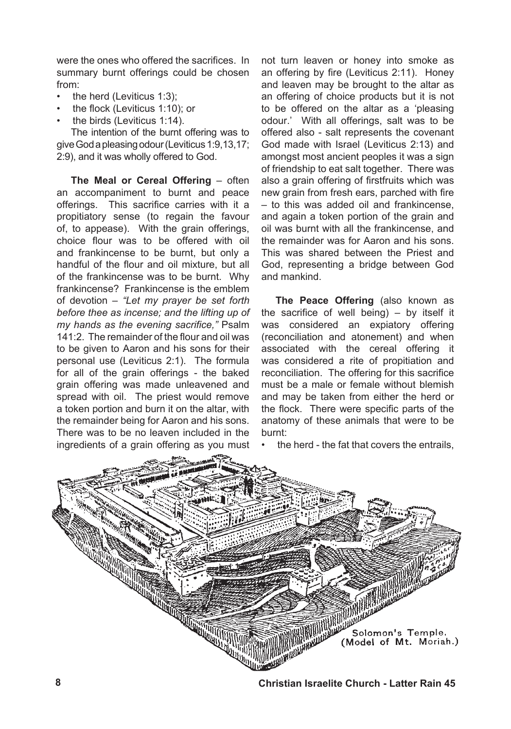were the ones who offered the sacrifices. In summary burnt offerings could be chosen from:

- the herd (Leviticus 1:3);
- the flock (Leviticus 1:10); or
- the birds (Leviticus 1:14).

The intention of the burnt offering was to give God a pleasing odour (Leviticus 1:9,13,17; 2:9), and it was wholly offered to God.

**The Meal or Cereal Offering** – often an accompaniment to burnt and peace offerings. This sacrifice carries with it a propitiatory sense (to regain the favour of, to appease). With the grain offerings, choice flour was to be offered with oil and frankincense to be burnt, but only a handful of the flour and oil mixture, but all of the frankincense was to be burnt. Why frankincense? Frankincense is the emblem of devotion – *"Let my prayer be set forth before thee as incense; and the lifting up of my hands as the evening sacrifice,"* Psalm 141:2. The remainder of the flour and oil was to be given to Aaron and his sons for their personal use (Leviticus 2:1). The formula for all of the grain offerings - the baked grain offering was made unleavened and spread with oil. The priest would remove a token portion and burn it on the altar, with the remainder being for Aaron and his sons. There was to be no leaven included in the ingredients of a grain offering as you must not turn leaven or honey into smoke as an offering by fire (Leviticus 2:11). Honey and leaven may be brought to the altar as an offering of choice products but it is not to be offered on the altar as a 'pleasing odour.' With all offerings, salt was to be offered also - salt represents the covenant God made with Israel (Leviticus 2:13) and amongst most ancient peoples it was a sign of friendship to eat salt together. There was also a grain offering of firstfruits which was new grain from fresh ears, parched with fire – to this was added oil and frankincense, and again a token portion of the grain and oil was burnt with all the frankincense, and the remainder was for Aaron and his sons. This was shared between the Priest and God, representing a bridge between God and mankind.

**The Peace Offering** (also known as the sacrifice of well being) – by itself it was considered an expiatory offering (reconciliation and atonement) and when associated with the cereal offering it was considered a rite of propitiation and reconciliation. The offering for this sacrifice must be a male or female without blemish and may be taken from either the herd or the flock. There were specific parts of the anatomy of these animals that were to be burnt:

- the herd - the fat that covers the entrails,

Solomon's Temple. (Model of Mt. Moriah.)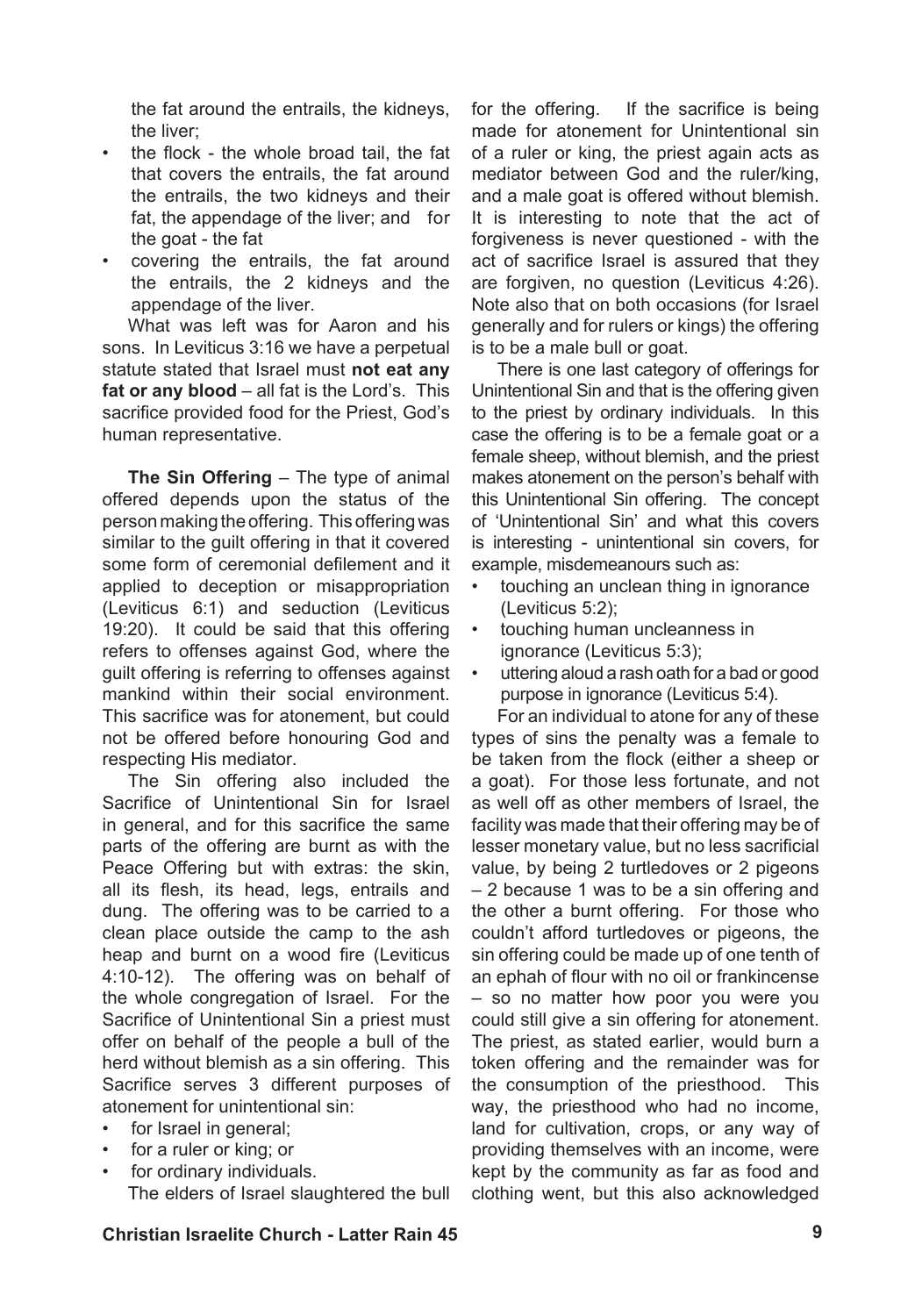the fat around the entrails, the kidneys, the liver;

- the flock - the whole broad tail, the fat that covers the entrails, the fat around the entrails, the two kidneys and their fat, the appendage of the liver; and for the goat - the fat
- covering the entrails, the fat around the entrails, the 2 kidneys and the appendage of the liver.

What was left was for Aaron and his sons. In Leviticus 3:16 we have a perpetual statute stated that Israel must **not eat any fat or any blood** – all fat is the Lord's. This sacrifice provided food for the Priest, God's human representative.

**The Sin Offering** – The type of animal offered depends upon the status of the person making the offering. This offering was similar to the guilt offering in that it covered some form of ceremonial defilement and it applied to deception or misappropriation (Leviticus 6:1) and seduction (Leviticus 19:20). It could be said that this offering refers to offenses against God, where the guilt offering is referring to offenses against mankind within their social environment. This sacrifice was for atonement, but could not be offered before honouring God and respecting His mediator.

The Sin offering also included the Sacrifice of Unintentional Sin for Israel in general, and for this sacrifice the same parts of the offering are burnt as with the Peace Offering but with extras: the skin, all its flesh, its head, legs, entrails and dung. The offering was to be carried to a clean place outside the camp to the ash heap and burnt on a wood fire (Leviticus 4:10-12). The offering was on behalf of the whole congregation of Israel. For the Sacrifice of Unintentional Sin a priest must offer on behalf of the people a bull of the herd without blemish as a sin offering. This Sacrifice serves 3 different purposes of atonement for unintentional sin:

- for Israel in general;
- for a ruler or king; or
- for ordinary individuals.

The elders of Israel slaughtered the bull for the offering. If the sacrifice is being made for atonement for Unintentional sin of a ruler or king, the priest again acts as mediator between God and the ruler/king, and a male goat is offered without blemish. It is interesting to note that the act of forgiveness is never questioned - with the act of sacrifice Israel is assured that they are forgiven, no question (Leviticus 4:26). Note also that on both occasions (for Israel generally and for rulers or kings) the offering is to be a male bull or goat.

There is one last category of offerings for Unintentional Sin and that is the offering given to the priest by ordinary individuals. In this case the offering is to be a female goat or a female sheep, without blemish, and the priest makes atonement on the person's behalf with this Unintentional Sin offering. The concept of 'Unintentional Sin' and what this covers is interesting - unintentional sin covers, for example, misdemeanours such as:

- touching an unclean thing in ignorance (Leviticus 5:2);
- touching human uncleanness in ignorance (Leviticus 5:3);
- uttering aloud a rash oath for a bad or good purpose in ignorance (Leviticus 5:4).

For an individual to atone for any of these types of sins the penalty was a female to be taken from the flock (either a sheep or a goat). For those less fortunate, and not as well off as other members of Israel, the facility was made that their offering may be of lesser monetary value, but no less sacrificial value, by being 2 turtledoves or 2 pigeons – 2 because 1 was to be a sin offering and the other a burnt offering. For those who couldn't afford turtledoves or pigeons, the sin offering could be made up of one tenth of an ephah of flour with no oil or frankincense – so no matter how poor you were you could still give a sin offering for atonement. The priest, as stated earlier, would burn a token offering and the remainder was for the consumption of the priesthood. This way, the priesthood who had no income, land for cultivation, crops, or any way of providing themselves with an income, were kept by the community as far as food and clothing went, but this also acknowledged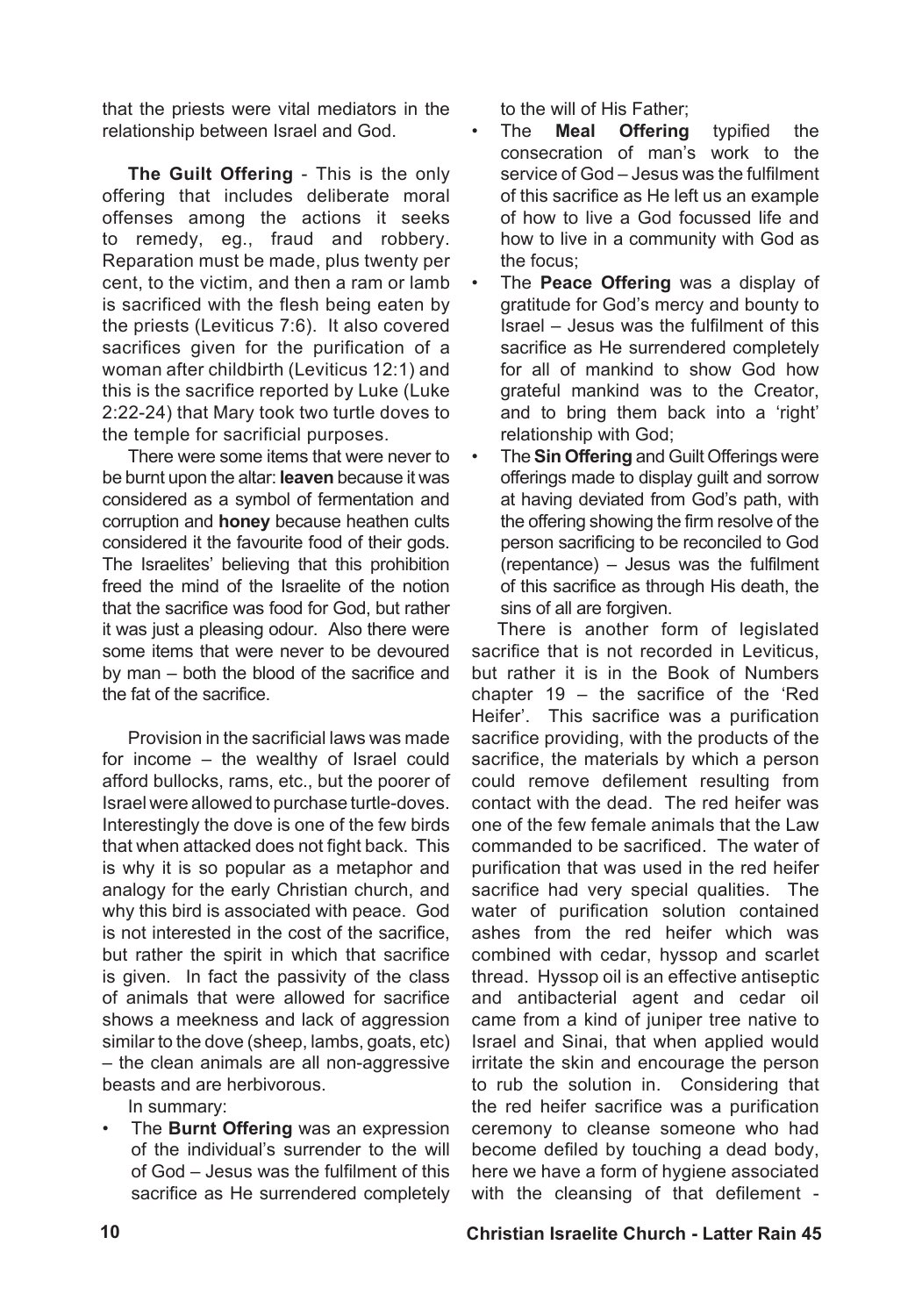that the priests were vital mediators in the relationship between Israel and God.

**The Guilt Offering** - This is the only offering that includes deliberate moral offenses among the actions it seeks to remedy, eg., fraud and robbery. Reparation must be made, plus twenty per cent, to the victim, and then a ram or lamb is sacrificed with the flesh being eaten by the priests (Leviticus 7:6). It also covered sacrifices given for the purification of a woman after childbirth (Leviticus 12:1) and this is the sacrifice reported by Luke (Luke 2:22-24) that Mary took two turtle doves to the temple for sacrificial purposes.

There were some items that were never to be burnt upon the altar: **leaven** because it was considered as a symbol of fermentation and corruption and **honey** because heathen cults considered it the favourite food of their gods. The Israelites' believing that this prohibition freed the mind of the Israelite of the notion that the sacrifice was food for God, but rather it was just a pleasing odour. Also there were some items that were never to be devoured by man – both the blood of the sacrifice and the fat of the sacrifice.

Provision in the sacrificial laws was made for income – the wealthy of Israel could afford bullocks, rams, etc., but the poorer of Israel were allowed to purchase turtle-doves. Interestingly the dove is one of the few birds that when attacked does not fight back. This is why it is so popular as a metaphor and analogy for the early Christian church, and why this bird is associated with peace. God is not interested in the cost of the sacrifice, but rather the spirit in which that sacrifice is given. In fact the passivity of the class of animals that were allowed for sacrifice shows a meekness and lack of aggression similar to the dove (sheep, lambs, goats, etc) – the clean animals are all non-aggressive beasts and are herbivorous.

In summary:

- The **Burnt Offering** was an expression of the individual's surrender to the will of God – Jesus was the fulfilment of this sacrifice as He surrendered completely to the will of His Father;
- The **Meal Offering** typified the consecration of man's work to the service of God – Jesus was the fulfilment of this sacrifice as He left us an example of how to live a God focussed life and how to live in a community with God as the focus;
- The **Peace Offering** was a display of gratitude for God's mercy and bounty to Israel – Jesus was the fulfilment of this sacrifice as He surrendered completely for all of mankind to show God how grateful mankind was to the Creator, and to bring them back into a 'right' relationship with God;
- The **Sin Offering** and Guilt Offerings were offerings made to display guilt and sorrow at having deviated from God's path, with the offering showing the firm resolve of the person sacrificing to be reconciled to God (repentance) – Jesus was the fulfilment of this sacrifice as through His death, the sins of all are forgiven.

There is another form of legislated sacrifice that is not recorded in Leviticus, but rather it is in the Book of Numbers chapter 19 – the sacrifice of the 'Red Heifer'. This sacrifice was a purification sacrifice providing, with the products of the sacrifice, the materials by which a person could remove defilement resulting from contact with the dead. The red heifer was one of the few female animals that the Law commanded to be sacrificed. The water of purification that was used in the red heifer sacrifice had very special qualities. The water of purification solution contained ashes from the red heifer which was combined with cedar, hyssop and scarlet thread. Hyssop oil is an effective antiseptic and antibacterial agent and cedar oil came from a kind of juniper tree native to Israel and Sinai, that when applied would irritate the skin and encourage the person to rub the solution in. Considering that the red heifer sacrifice was a purification ceremony to cleanse someone who had become defiled by touching a dead body, here we have a form of hygiene associated with the cleansing of that defilement -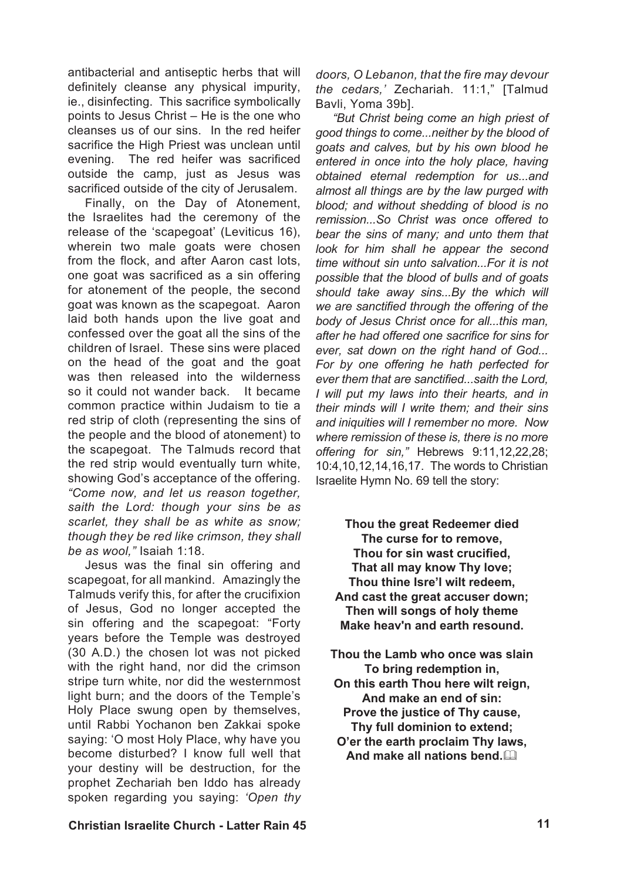antibacterial and antiseptic herbs that will definitely cleanse any physical impurity, ie., disinfecting. This sacrifice symbolically points to Jesus Christ – He is the one who cleanses us of our sins. In the red heifer sacrifice the High Priest was unclean until evening. The red heifer was sacrificed outside the camp, just as Jesus was sacrificed outside of the city of Jerusalem.

Finally, on the Day of Atonement, the Israelites had the ceremony of the release of the 'scapegoat' (Leviticus 16), wherein two male goats were chosen from the flock, and after Aaron cast lots, one goat was sacrificed as a sin offering for atonement of the people, the second goat was known as the scapegoat. Aaron laid both hands upon the live goat and confessed over the goat all the sins of the children of Israel. These sins were placed on the head of the goat and the goat was then released into the wilderness so it could not wander back. It became common practice within Judaism to tie a red strip of cloth (representing the sins of the people and the blood of atonement) to the scapegoat. The Talmuds record that the red strip would eventually turn white, showing God's acceptance of the offering. *"Come now, and let us reason together, saith the Lord: though your sins be as scarlet, they shall be as white as snow; though they be red like crimson, they shall be as wool,"* Isaiah 1:18.

Jesus was the final sin offering and scapegoat, for all mankind. Amazingly the Talmuds verify this, for after the crucifixion of Jesus, God no longer accepted the sin offering and the scapegoat: "Forty years before the Temple was destroyed (30 A.D.) the chosen lot was not picked with the right hand, nor did the crimson stripe turn white, nor did the westernmost light burn; and the doors of the Temple's Holy Place swung open by themselves, until Rabbi Yochanon ben Zakkai spoke saying: 'O most Holy Place, why have you become disturbed? I know full well that your destiny will be destruction, for the prophet Zechariah ben Iddo has already spoken regarding you saying: *'Open thy doors, O Lebanon, that the fire may devour the cedars,'* Zechariah. 11:1," [Talmud Bavli, Yoma 39b].

*"But Christ being come an high priest of good things to come...neither by the blood of goats and calves, but by his own blood he entered in once into the holy place, having obtained eternal redemption for us...and almost all things are by the law purged with blood; and without shedding of blood is no remission...So Christ was once offered to bear the sins of many; and unto them that look for him shall he appear the second time without sin unto salvation...For it is not possible that the blood of bulls and of goats should take away sins...By the which will we are sanctified through the offering of the body of Jesus Christ once for all...this man, after he had offered one sacrifice for sins for ever, sat down on the right hand of God... For by one offering he hath perfected for ever them that are sanctified...saith the Lord, I will put my laws into their hearts, and in their minds will I write them; and their sins and iniquities will I remember no more. Now where remission of these is, there is no more offering for sin,"* Hebrews 9:11,12,22,28; 10:4,10,12,14,16,17. The words to Christian Israelite Hymn No. 69 tell the story:

**Thou the great Redeemer died**
**The curse for to remove,**
**Thou for sin wast crucified,**
**That all may know Thy love;**
**Thou thine Isre'l wilt redeem,**
**And cast the great accuser down;**
**Then will songs of holy theme**
**Make heav'n and earth resound.**

**Thou the Lamb who once was slain**
**To bring redemption in,**
**On this earth Thou here wilt reign,**
**And make an end of sin:**
**Prove the justice of Thy cause,**
**Thy full dominion to extend;**
**O'er the earth proclaim Thy laws,**
**And make all nations bend.**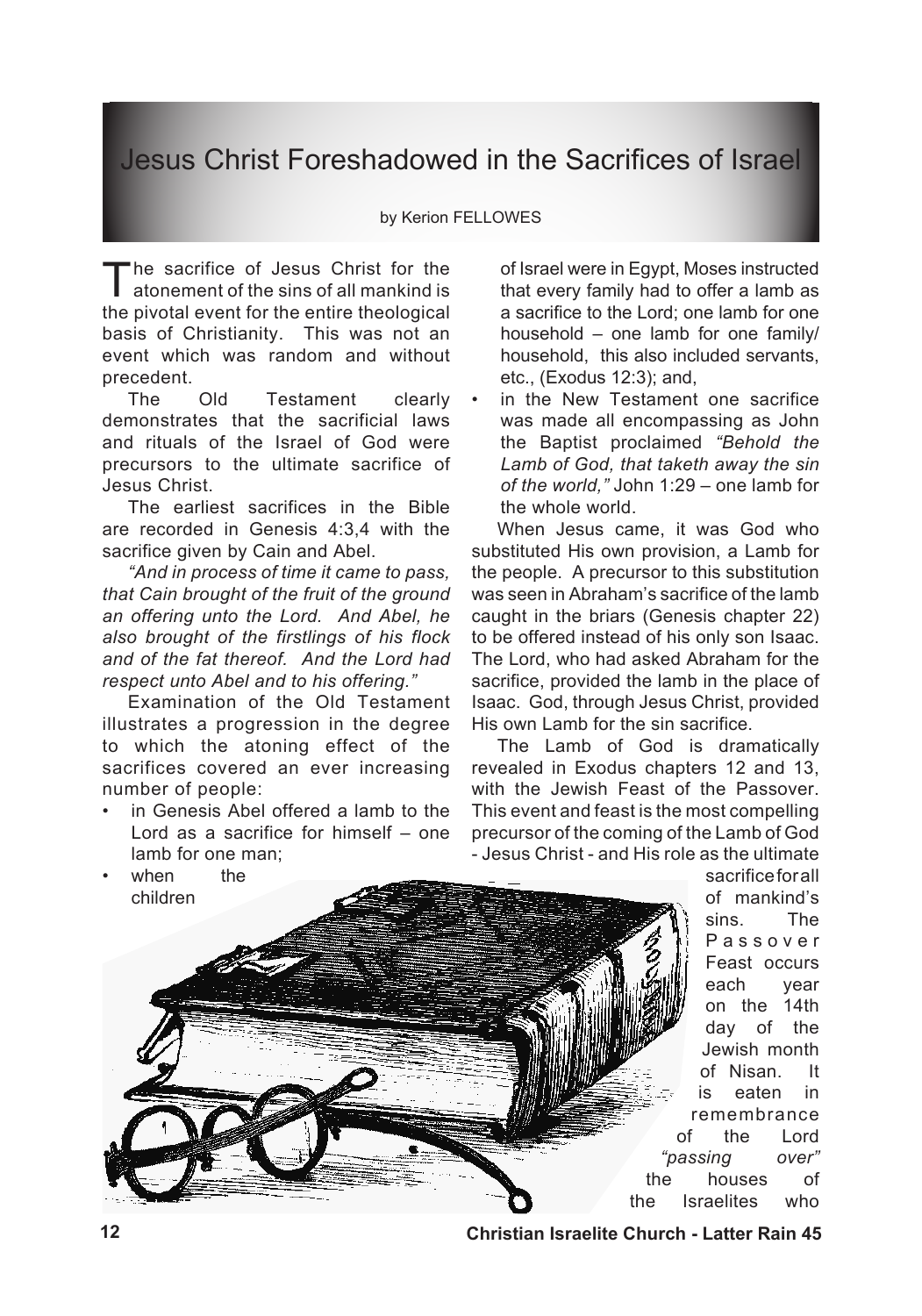# Jesus Christ Foreshadowed in the Sacrifices of Israel

by Kerion FELLOWES

The sacrifice of Jesus Christ for the atonement of the sins of all mankind is the pivotal event for the entire theological basis of Christianity. This was not an event which was random and without precedent.

The Old Testament clearly demonstrates that the sacrificial laws and rituals of the Israel of God were precursors to the ultimate sacrifice of Jesus Christ.

The earliest sacrifices in the Bible are recorded in Genesis 4:3,4 with the sacrifice given by Cain and Abel.

*"And in process of time it came to pass, that Cain brought of the fruit of the ground an offering unto the Lord. And Abel, he also brought of the firstlings of his flock and of the fat thereof. And the Lord had respect unto Abel and to his offering."*

Examination of the Old Testament illustrates a progression in the degree to which the atoning effect of the sacrifices covered an ever increasing number of people:

- in Genesis Abel offered a lamb to the Lord as a sacrifice for himself – one lamb for one man;
- when the children of Israel were in Egypt, Moses instructed that every family had to offer a lamb as a sacrifice to the Lord; one lamb for one household – one lamb for one family/ household, this also included servants, etc., (Exodus 12:3); and,
- in the New Testament one sacrifice was made all encompassing as John the Baptist proclaimed *"Behold the Lamb of God, that taketh away the sin of the world,"* John 1:29 – one lamb for the whole world.

When Jesus came, it was God who substituted His own provision, a Lamb for the people. A precursor to this substitution was seen in Abraham's sacrifice of the lamb caught in the briars (Genesis chapter 22) to be offered instead of his only son Isaac. The Lord, who had asked Abraham for the sacrifice, provided the lamb in the place of Isaac. God, through Jesus Christ, provided His own Lamb for the sin sacrifice.

The Lamb of God is dramatically revealed in Exodus chapters 12 and 13, with the Jewish Feast of the Passover. This event and feast is the most compelling precursor of the coming of the Lamb of God - Jesus Christ - and His role as the ultimate sacrifice for all of mankind's sins. The Passover Feast occurs each year on the 14th day of the Jewish month of Nisan. It is eaten in remembrance of the Lord *"passing over"* the houses of the Israelites who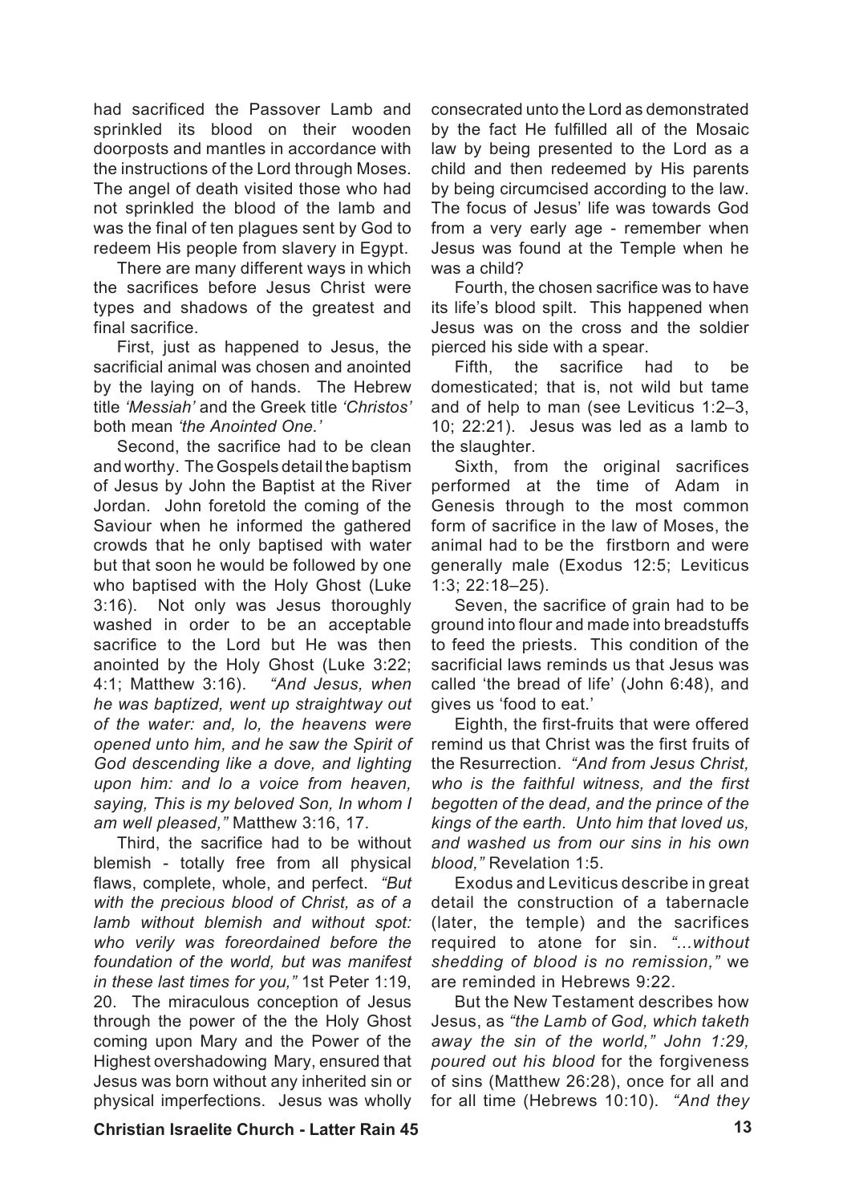had sacrificed the Passover Lamb and sprinkled its blood on their wooden doorposts and mantles in accordance with the instructions of the Lord through Moses. The angel of death visited those who had not sprinkled the blood of the lamb and was the final of ten plagues sent by God to redeem His people from slavery in Egypt.

There are many different ways in which the sacrifices before Jesus Christ were types and shadows of the greatest and final sacrifice.

First, just as happened to Jesus, the sacrificial animal was chosen and anointed by the laying on of hands. The Hebrew title *'Messiah'* and the Greek title *'Christos'* both mean *'the Anointed One.'*

Second, the sacrifice had to be clean and worthy. The Gospels detail the baptism of Jesus by John the Baptist at the River Jordan. John foretold the coming of the Saviour when he informed the gathered crowds that he only baptised with water but that soon he would be followed by one who baptised with the Holy Ghost (Luke 3:16). Not only was Jesus thoroughly washed in order to be an acceptable sacrifice to the Lord but He was then anointed by the Holy Ghost (Luke 3:22; 4:1; Matthew 3:16). *"And Jesus, when he was baptized, went up straightway out of the water: and, lo, the heavens were opened unto him, and he saw the Spirit of God descending like a dove, and lighting upon him: and lo a voice from heaven, saying, This is my beloved Son, In whom I am well pleased,"* Matthew 3:16, 17.

Third, the sacrifice had to be without blemish - totally free from all physical flaws, complete, whole, and perfect. *"But with the precious blood of Christ, as of a lamb without blemish and without spot: who verily was foreordained before the foundation of the world, but was manifest in these last times for you,"* 1st Peter 1:19, 20. The miraculous conception of Jesus through the power of the the Holy Ghost coming upon Mary and the Power of the Highest overshadowing Mary, ensured that Jesus was born without any inherited sin or physical imperfections. Jesus was wholly consecrated unto the Lord as demonstrated by the fact He fulfilled all of the Mosaic law by being presented to the Lord as a child and then redeemed by His parents by being circumcised according to the law. The focus of Jesus' life was towards God from a very early age - remember when Jesus was found at the Temple when he was a child?

Fourth, the chosen sacrifice was to have its life's blood spilt. This happened when Jesus was on the cross and the soldier pierced his side with a spear.

Fifth, the sacrifice had to be domesticated; that is, not wild but tame and of help to man (see Leviticus 1:2–3, 10; 22:21). Jesus was led as a lamb to the slaughter.

Sixth, from the original sacrifices performed at the time of Adam in Genesis through to the most common form of sacrifice in the law of Moses, the animal had to be the firstborn and were generally male (Exodus 12:5; Leviticus 1:3; 22:18–25).

Seven, the sacrifice of grain had to be ground into flour and made into breadstuffs to feed the priests. This condition of the sacrificial laws reminds us that Jesus was called 'the bread of life' (John 6:48), and gives us 'food to eat.'

Eighth, the first-fruits that were offered remind us that Christ was the first fruits of the Resurrection. *"And from Jesus Christ, who is the faithful witness, and the first begotten of the dead, and the prince of the kings of the earth. Unto him that loved us, and washed us from our sins in his own blood,"* Revelation 1:5.

Exodus and Leviticus describe in great detail the construction of a tabernacle (later, the temple) and the sacrifices required to atone for sin. *"...without shedding of blood is no remission,"* we are reminded in Hebrews 9:22.

But the New Testament describes how Jesus, as *"the Lamb of God, which taketh away the sin of the world," John 1:29, poured out his blood* for the forgiveness of sins (Matthew 26:28), once for all and for all time (Hebrews 10:10). *"And they*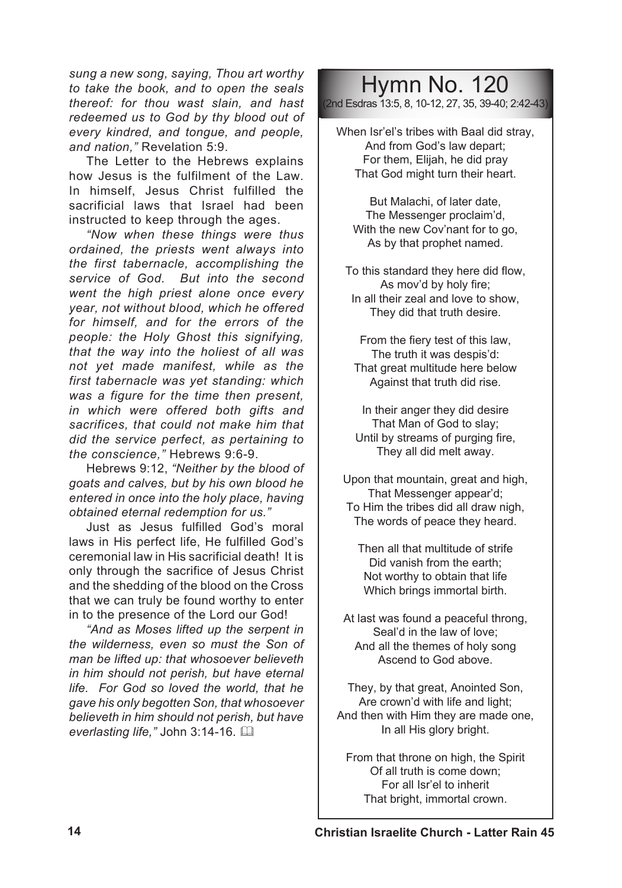*sung a new song, saying, Thou art worthy to take the book, and to open the seals thereof: for thou wast slain, and hast redeemed us to God by thy blood out of every kindred, and tongue, and people, and nation,"* Revelation 5:9.

The Letter to the Hebrews explains how Jesus is the fulfilment of the Law. In himself, Jesus Christ fulfilled the sacrificial laws that Israel had been instructed to keep through the ages.

*"Now when these things were thus ordained, the priests went always into the first tabernacle, accomplishing the service of God. But into the second went the high priest alone once every year, not without blood, which he offered for himself, and for the errors of the people: the Holy Ghost this signifying, that the way into the holiest of all was not yet made manifest, while as the first tabernacle was yet standing: which was a figure for the time then present, in which were offered both gifts and sacrifices, that could not make him that did the service perfect, as pertaining to the conscience,"* Hebrews 9:6-9.

Hebrews 9:12, *"Neither by the blood of goats and calves, but by his own blood he entered in once into the holy place, having obtained eternal redemption for us."*

Just as Jesus fulfilled God's moral laws in His perfect life, He fulfilled God's ceremonial law in His sacrificial death! It is only through the sacrifice of Jesus Christ and the shedding of the blood on the Cross that we can truly be found worthy to enter in to the presence of the Lord our God!

*"And as Moses lifted up the serpent in the wilderness, even so must the Son of man be lifted up: that whosoever believeth in him should not perish, but have eternal life. For God so loved the world, that he gave his only begotten Son, that whosoever believeth in him should not perish, but have everlasting life,"* John 3:14-16.

# Hymn No. 120

(2nd Esdras 13:5, 8, 10-12, 27, 35, 39-40; 2:42-43)

When Isr'el's tribes with Baal did stray,
And from God's law depart;
For them, Elijah, he did pray
That God might turn their heart.

But Malachi, of later date,
The Messenger proclaim'd,
With the new Cov'nant for to go,
As by that prophet named.

To this standard they here did flow,
As mov'd by holy fire;
In all their zeal and love to show,
They did that truth desire.

From the fiery test of this law,
The truth it was despis'd:
That great multitude here below
Against that truth did rise.

In their anger they did desire
That Man of God to slay;
Until by streams of purging fire,
They all did melt away.

Upon that mountain, great and high,
That Messenger appear'd;
To Him the tribes did all draw nigh,
The words of peace they heard.

Then all that multitude of strife
Did vanish from the earth;
Not worthy to obtain that life
Which brings immortal birth.

At last was found a peaceful throng,
Seal'd in the law of love;
And all the themes of holy song
Ascend to God above.

They, by that great, Anointed Son,
Are crown'd with life and light;
And then with Him they are made one,
In all His glory bright.

From that throne on high, the Spirit
Of all truth is come down;
For all Isr'el to inherit
That bright, immortal crown.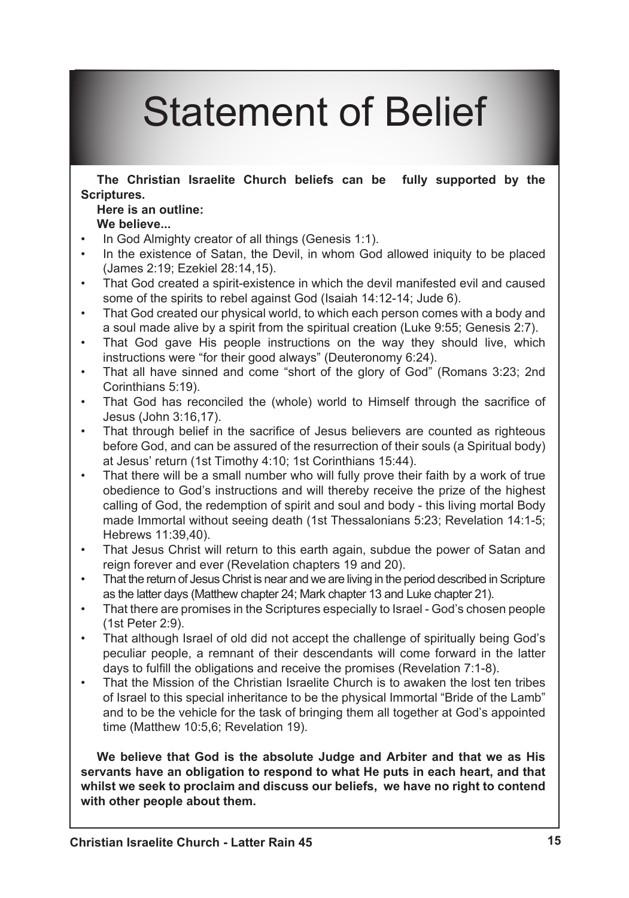# Statement of Belief

**The Christian Israelite Church beliefs can be fully supported by the Scriptures.**

**Here is an outline:**

**We believe...**

- In God Almighty creator of all things (Genesis 1:1).
- In the existence of Satan, the Devil, in whom God allowed iniquity to be placed (James 2:19; Ezekiel 28:14,15).
- That God created a spirit-existence in which the devil manifested evil and caused some of the spirits to rebel against God (Isaiah 14:12-14; Jude 6).
- That God created our physical world, to which each person comes with a body and a soul made alive by a spirit from the spiritual creation (Luke 9:55; Genesis 2:7).
- That God gave His people instructions on the way they should live, which instructions were "for their good always" (Deuteronomy 6:24).
- That all have sinned and come "short of the glory of God" (Romans 3:23; 2nd Corinthians 5:19).
- That God has reconciled the (whole) world to Himself through the sacrifice of Jesus (John 3:16,17).
- That through belief in the sacrifice of Jesus believers are counted as righteous before God, and can be assured of the resurrection of their souls (a Spiritual body) at Jesus' return (1st Timothy 4:10; 1st Corinthians 15:44).
- That there will be a small number who will fully prove their faith by a work of true obedience to God's instructions and will thereby receive the prize of the highest calling of God, the redemption of spirit and soul and body - this living mortal Body made Immortal without seeing death (1st Thessalonians 5:23; Revelation 14:1-5; Hebrews 11:39,40).
- That Jesus Christ will return to this earth again, subdue the power of Satan and reign forever and ever (Revelation chapters 19 and 20).
- That the return of Jesus Christ is near and we are living in the period described in Scripture as the latter days (Matthew chapter 24; Mark chapter 13 and Luke chapter 21).
- That there are promises in the Scriptures especially to Israel - God's chosen people (1st Peter 2:9).
- That although Israel of old did not accept the challenge of spiritually being God's peculiar people, a remnant of their descendants will come forward in the latter days to fulfill the obligations and receive the promises (Revelation 7:1-8).
- That the Mission of the Christian Israelite Church is to awaken the lost ten tribes of Israel to this special inheritance to be the physical Immortal "Bride of the Lamb" and to be the vehicle for the task of bringing them all together at God's appointed time (Matthew 10:5,6; Revelation 19).

**We believe that God is the absolute Judge and Arbiter and that we as His servants have an obligation to respond to what He puts in each heart, and that whilst we seek to proclaim and discuss our beliefs, we have no right to contend with other people about them.**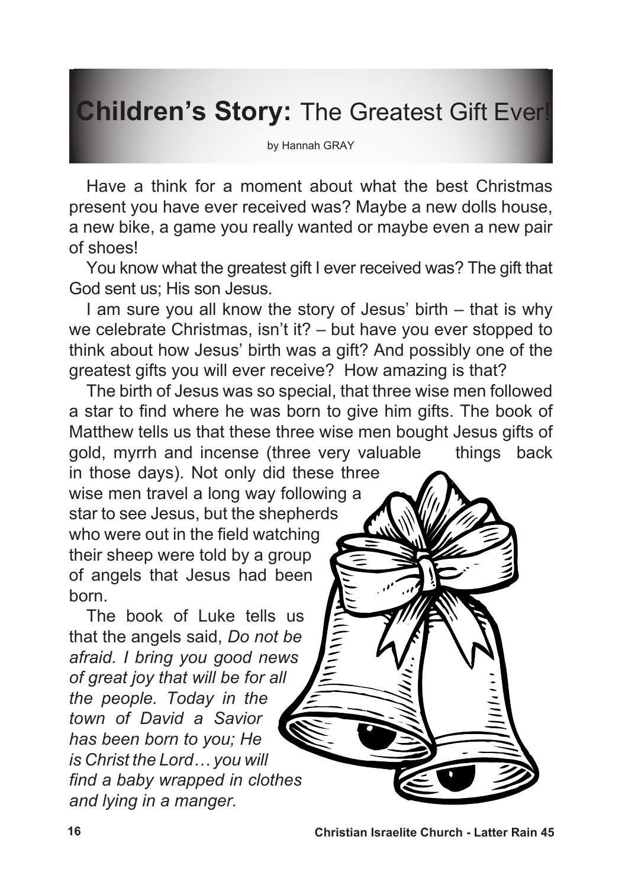# **Children's Story:** The Greatest Gift Ever!

by Hannah GRAY

Have a think for a moment about what the best Christmas present you have ever received was? Maybe a new dolls house, a new bike, a game you really wanted or maybe even a new pair of shoes!

You know what the greatest gift I ever received was? The gift that God sent us; His son Jesus.

I am sure you all know the story of Jesus' birth – that is why we celebrate Christmas, isn't it? – but have you ever stopped to think about how Jesus' birth was a gift? And possibly one of the greatest gifts you will ever receive? How amazing is that?

The birth of Jesus was so special, that three wise men followed a star to find where he was born to give him gifts. The book of Matthew tells us that these three wise men bought Jesus gifts of gold, myrrh and incense (three very valuable things back in those days). Not only did these three wise men travel a long way following a star to see Jesus, but the shepherds who were out in the field watching their sheep were told by a group of angels that Jesus had been born.

The book of Luke tells us that the angels said, *Do not be afraid. I bring you good news of great joy that will be for all the people. Today in the town of David a Savior has been born to you; He is Christ the Lord… you will find a baby wrapped in clothes and lying in a manger.*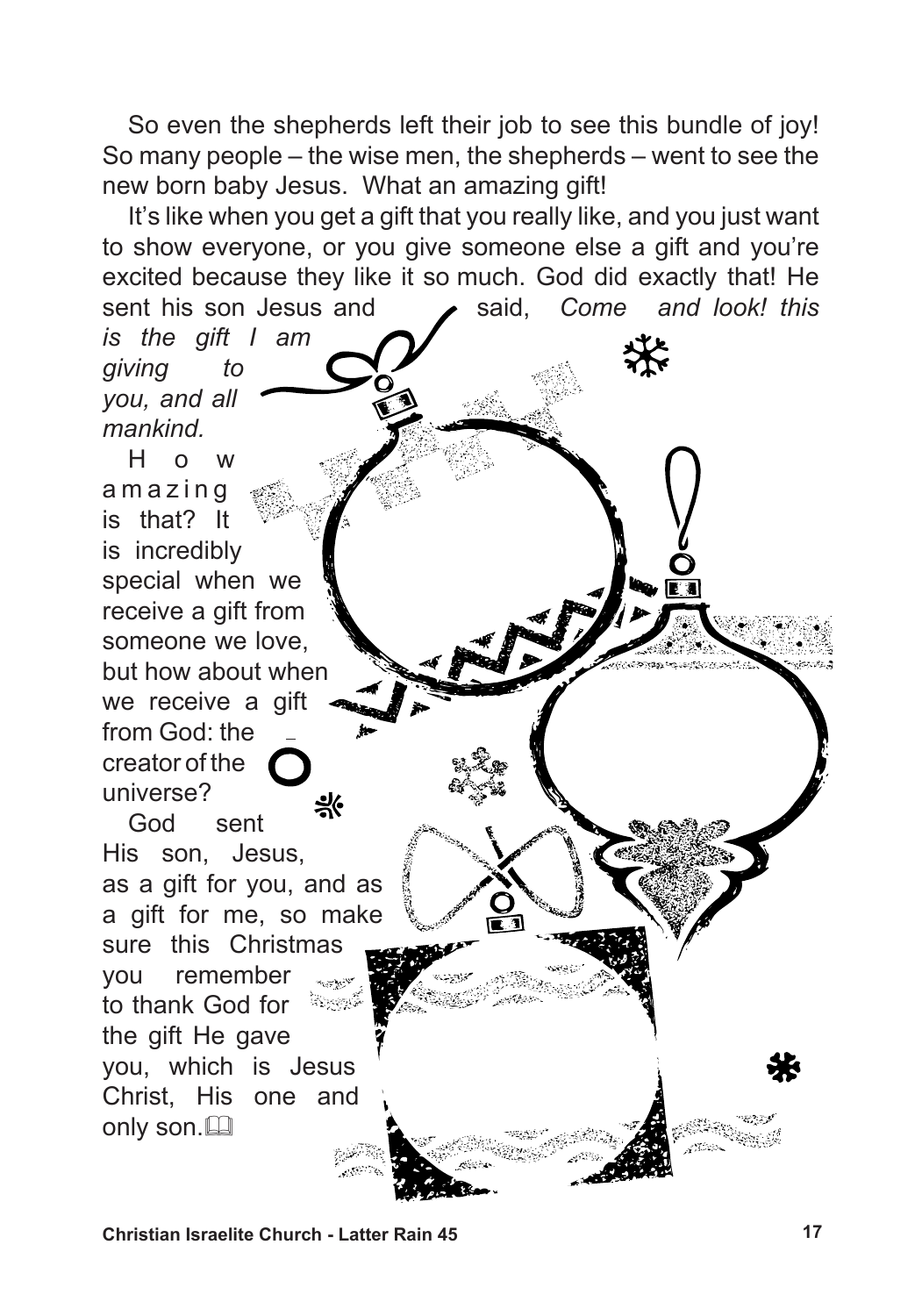So even the shepherds left their job to see this bundle of joy! So many people – the wise men, the shepherds – went to see the new born baby Jesus. What an amazing gift!

It's like when you get a gift that you really like, and you just want to show everyone, or you give someone else a gift and you're excited because they like it so much. God did exactly that! He sent his son Jesus and said, *Come and look! this is the gift I am giving to you, and all mankind.*

How amazing is that? It is incredibly special when we receive a gift from someone we love, but how about when we receive a gift from God: the creator of the universe?

God sent His son, Jesus, as a gift for you, and as a gift for me, so make sure this Christmas you remember to thank God for the gift He gave you, which is Jesus Christ, His one and only son. 🕮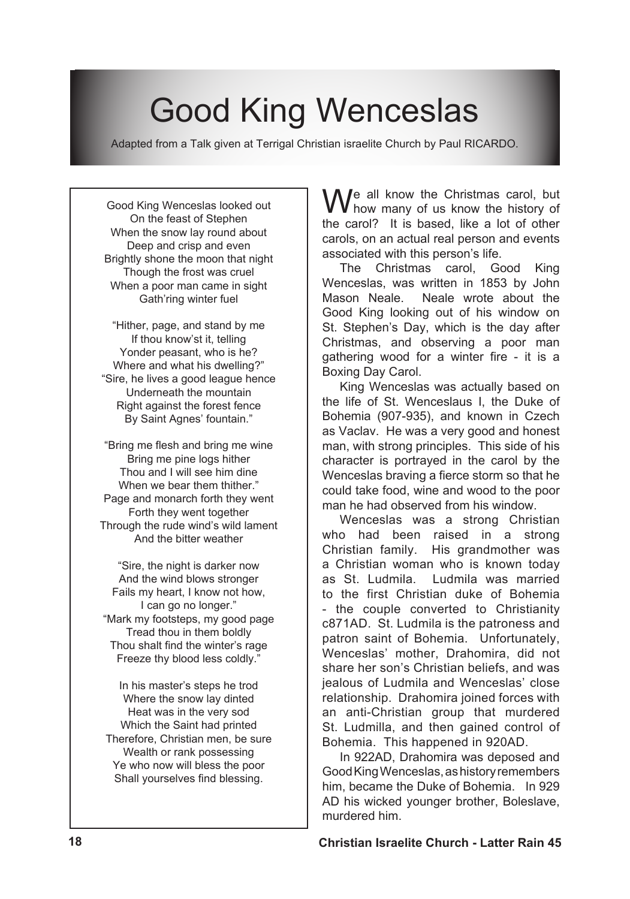# Good King Wenceslas

Adapted from a Talk given at Terrigal Christian israelite Church by Paul RICARDO.

Good King Wenceslas looked out
On the feast of Stephen
When the snow lay round about
Deep and crisp and even
Brightly shone the moon that night
Though the frost was cruel
When a poor man came in sight
Gath'ring winter fuel

"Hither, page, and stand by me
If thou know'st it, telling
Yonder peasant, who is he?
Where and what his dwelling?"
"Sire, he lives a good league hence
Underneath the mountain
Right against the forest fence
By Saint Agnes' fountain."

"Bring me flesh and bring me wine
Bring me pine logs hither
Thou and I will see him dine
When we bear them thither."
Page and monarch forth they went
Forth they went together
Through the rude wind's wild lament
And the bitter weather

"Sire, the night is darker now
And the wind blows stronger
Fails my heart, I know not how,
I can go no longer."
"Mark my footsteps, my good page
Tread thou in them boldly
Thou shalt find the winter's rage
Freeze thy blood less coldly."

In his master's steps he trod
Where the snow lay dinted
Heat was in the very sod
Which the Saint had printed
Therefore, Christian men, be sure
Wealth or rank possessing
Ye who now will bless the poor
Shall yourselves find blessing.

We all know the Christmas carol, but how many of us know the history of the carol? It is based, like a lot of other carols, on an actual real person and events associated with this person's life.

The Christmas carol, Good King Wenceslas, was written in 1853 by John Mason Neale. Neale wrote about the Good King looking out of his window on St. Stephen's Day, which is the day after Christmas, and observing a poor man gathering wood for a winter fire - it is a Boxing Day Carol.

King Wenceslas was actually based on the life of St. Wenceslaus I, the Duke of Bohemia (907-935), and known in Czech as Vaclav. He was a very good and honest man, with strong principles. This side of his character is portrayed in the carol by the Wenceslas braving a fierce storm so that he could take food, wine and wood to the poor man he had observed from his window.

Wenceslas was a strong Christian who had been raised in a strong Christian family. His grandmother was a Christian woman who is known today as St. Ludmila. Ludmila was married to the first Christian duke of Bohemia - the couple converted to Christianity c871AD. St. Ludmila is the patroness and patron saint of Bohemia. Unfortunately, Wenceslas' mother, Drahomira, did not share her son's Christian beliefs, and was jealous of Ludmila and Wenceslas' close relationship. Drahomira joined forces with an anti-Christian group that murdered St. Ludmilla, and then gained control of Bohemia. This happened in 920AD.

In 922AD, Drahomira was deposed and Good King Wenceslas, as history remembers him, became the Duke of Bohemia. In 929 AD his wicked younger brother, Boleslave, murdered him.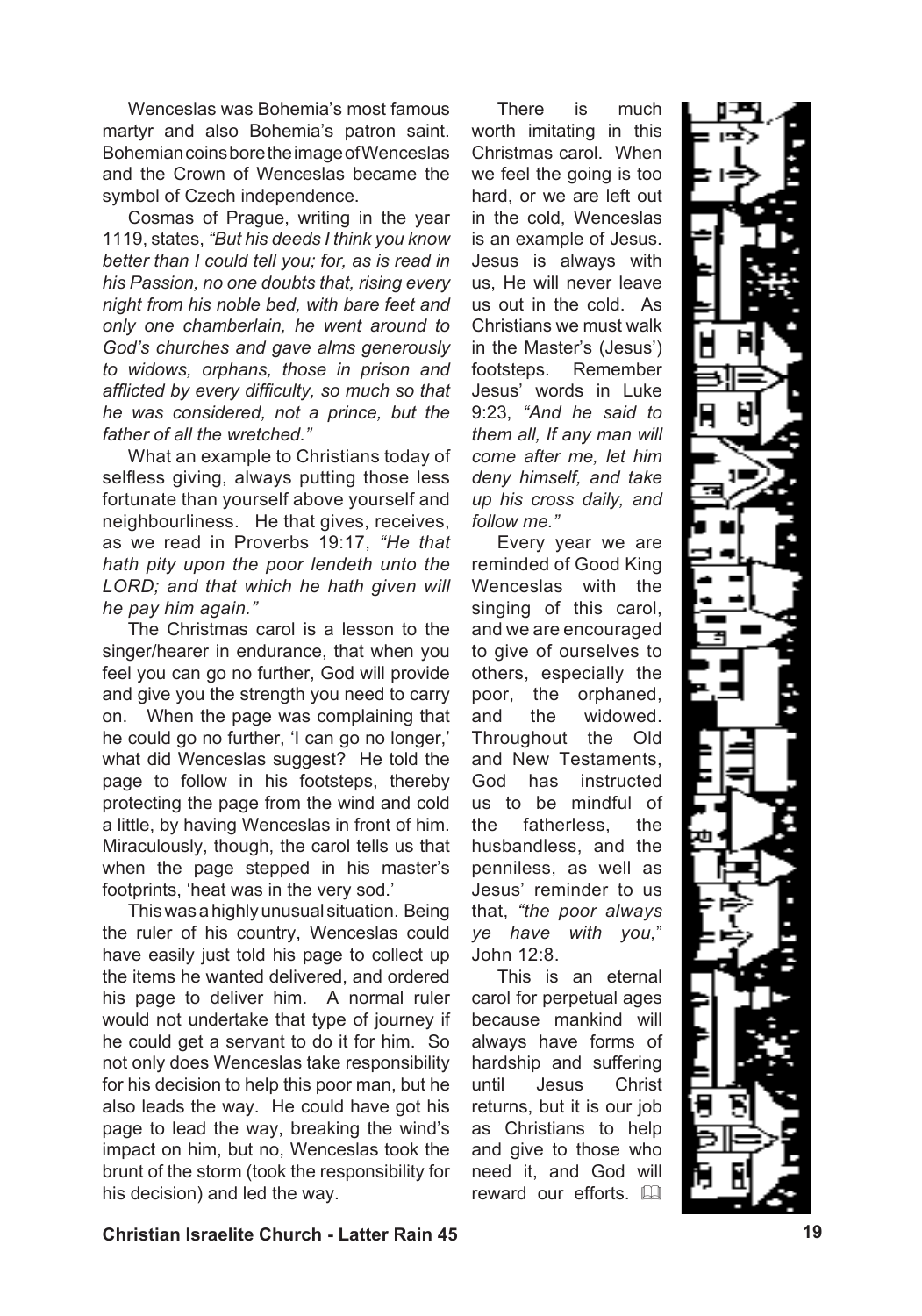Wenceslas was Bohemia's most famous martyr and also Bohemia's patron saint. Bohemian coins bore the image of Wenceslas and the Crown of Wenceslas became the symbol of Czech independence.

Cosmas of Prague, writing in the year 1119, states, *"But his deeds I think you know better than I could tell you; for, as is read in his Passion, no one doubts that, rising every night from his noble bed, with bare feet and only one chamberlain, he went around to God's churches and gave alms generously to widows, orphans, those in prison and afflicted by every difficulty, so much so that he was considered, not a prince, but the father of all the wretched."*

What an example to Christians today of selfless giving, always putting those less fortunate than yourself above yourself and neighbourliness. He that gives, receives, as we read in Proverbs 19:17, *"He that hath pity upon the poor lendeth unto the LORD; and that which he hath given will he pay him again."*

The Christmas carol is a lesson to the singer/hearer in endurance, that when you feel you can go no further, God will provide and give you the strength you need to carry on. When the page was complaining that he could go no further, 'I can go no longer,' what did Wenceslas suggest? He told the page to follow in his footsteps, thereby protecting the page from the wind and cold a little, by having Wenceslas in front of him. Miraculously, though, the carol tells us that when the page stepped in his master's footprints, 'heat was in the very sod.'

This was a highly unusual situation. Being the ruler of his country, Wenceslas could have easily just told his page to collect up the items he wanted delivered, and ordered his page to deliver him. A normal ruler would not undertake that type of journey if he could get a servant to do it for him. So not only does Wenceslas take responsibility for his decision to help this poor man, but he also leads the way. He could have got his page to lead the way, breaking the wind's impact on him, but no, Wenceslas took the brunt of the storm (took the responsibility for his decision) and led the way.

There is much worth imitating in this Christmas carol. When we feel the going is too hard, or we are left out in the cold, Wenceslas is an example of Jesus. Jesus is always with us, He will never leave us out in the cold. As Christians we must walk in the Master's (Jesus') footsteps. Remember Jesus' words in Luke 9:23, *"And he said to them all, If any man will come after me, let him deny himself, and take up his cross daily, and follow me."*

Every year we are reminded of Good King Wenceslas with the singing of this carol, and we are encouraged to give of ourselves to others, especially the poor, the orphaned, and the widowed. Throughout the Old and New Testaments, God has instructed us to be mindful of the fatherless, the husbandless, and the penniless, as well as Jesus' reminder to us that, *"the poor always ye have with you,"* John 12:8.

This is an eternal carol for perpetual ages because mankind will always have forms of hardship and suffering until Jesus Christ returns, but it is our job as Christians to help and give to those who need it, and God will reward our efforts. 📖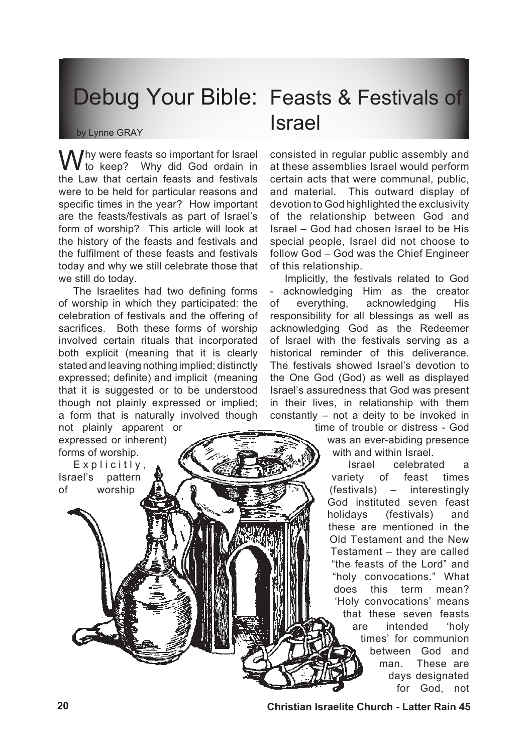# Debug Your Bible: Feasts & Festivals of Israel

by Lynne GRAY

Why were feasts so important for Israel to keep? Why did God ordain in the Law that certain feasts and festivals were to be held for particular reasons and specific times in the year? How important are the feasts/festivals as part of Israel's form of worship? This article will look at the history of the feasts and festivals and the fulfilment of these feasts and festivals today and why we still celebrate those that we still do today.

The Israelites had two defining forms of worship in which they participated: the celebration of festivals and the offering of sacrifices. Both these forms of worship involved certain rituals that incorporated both explicit (meaning that it is clearly stated and leaving nothing implied; distinctly expressed; definite) and implicit (meaning that it is suggested or to be understood though not plainly expressed or implied; a form that is naturally involved though not plainly apparent or expressed or inherent) forms of worship.

Explicitly, Israel's pattern of worship consisted in regular public assembly and at these assemblies Israel would perform certain acts that were communal, public, and material. This outward display of devotion to God highlighted the exclusivity of the relationship between God and Israel – God had chosen Israel to be His special people, Israel did not choose to follow God – God was the Chief Engineer of this relationship.

Implicitly, the festivals related to God - acknowledging Him as the creator of everything, acknowledging His responsibility for all blessings as well as acknowledging God as the Redeemer of Israel with the festivals serving as a historical reminder of this deliverance. The festivals showed Israel's devotion to the One God (God) as well as displayed Israel's assuredness that God was present in their lives, in relationship with them constantly – not a deity to be invoked in time of trouble or distress - God was an ever-abiding presence with and within Israel.

Israel celebrated a variety of feast times (festivals) – interestingly God instituted seven feast holidays (festivals) and these are mentioned in the Old Testament and the New Testament – they are called "the feasts of the Lord" and "holy convocations." What does this term mean? 'Holy convocations' means that these seven feasts are intended 'holy times' for communion between God and man. These are days designated for God, not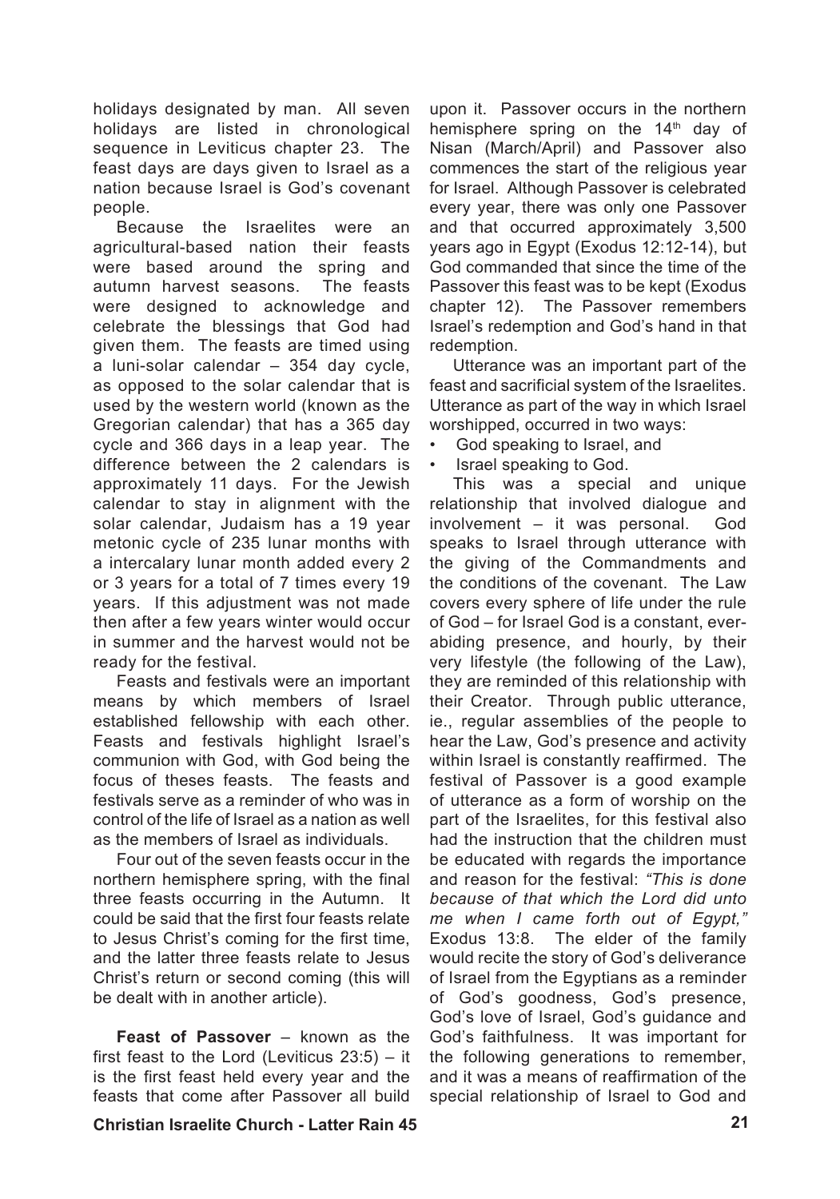holidays designated by man. All seven holidays are listed in chronological sequence in Leviticus chapter 23. The feast days are days given to Israel as a nation because Israel is God's covenant people.

Because the Israelites were an agricultural-based nation their feasts were based around the spring and autumn harvest seasons. The feasts were designed to acknowledge and celebrate the blessings that God had given them. The feasts are timed using a luni-solar calendar – 354 day cycle, as opposed to the solar calendar that is used by the western world (known as the Gregorian calendar) that has a 365 day cycle and 366 days in a leap year. The difference between the 2 calendars is approximately 11 days. For the Jewish calendar to stay in alignment with the solar calendar, Judaism has a 19 year metonic cycle of 235 lunar months with a intercalary lunar month added every 2 or 3 years for a total of 7 times every 19 years. If this adjustment was not made then after a few years winter would occur in summer and the harvest would not be ready for the festival.

Feasts and festivals were an important means by which members of Israel established fellowship with each other. Feasts and festivals highlight Israel's communion with God, with God being the focus of theses feasts. The feasts and festivals serve as a reminder of who was in control of the life of Israel as a nation as well as the members of Israel as individuals.

Four out of the seven feasts occur in the northern hemisphere spring, with the final three feasts occurring in the Autumn. It could be said that the first four feasts relate to Jesus Christ's coming for the first time, and the latter three feasts relate to Jesus Christ's return or second coming (this will be dealt with in another article).

**Feast of Passover** – known as the first feast to the Lord (Leviticus 23:5) – it is the first feast held every year and the feasts that come after Passover all build upon it. Passover occurs in the northern hemisphere spring on the 14th day of Nisan (March/April) and Passover also commences the start of the religious year for Israel. Although Passover is celebrated every year, there was only one Passover and that occurred approximately 3,500 years ago in Egypt (Exodus 12:12-14), but God commanded that since the time of the Passover this feast was to be kept (Exodus chapter 12). The Passover remembers Israel's redemption and God's hand in that redemption.

Utterance was an important part of the feast and sacrificial system of the Israelites. Utterance as part of the way in which Israel worshipped, occurred in two ways:

- God speaking to Israel, and
- Israel speaking to God.

This was a special and unique relationship that involved dialogue and involvement – it was personal. God speaks to Israel through utterance with the giving of the Commandments and the conditions of the covenant. The Law covers every sphere of life under the rule of God – for Israel God is a constant, ever-abiding presence, and hourly, by their very lifestyle (the following of the Law), they are reminded of this relationship with their Creator. Through public utterance, ie., regular assemblies of the people to hear the Law, God's presence and activity within Israel is constantly reaffirmed. The festival of Passover is a good example of utterance as a form of worship on the part of the Israelites, for this festival also had the instruction that the children must be educated with regards the importance and reason for the festival: *"This is done because of that which the Lord did unto me when I came forth out of Egypt,"* Exodus 13:8. The elder of the family would recite the story of God's deliverance of Israel from the Egyptians as a reminder of God's goodness, God's presence, God's love of Israel, God's guidance and God's faithfulness. It was important for the following generations to remember, and it was a means of reaffirmation of the special relationship of Israel to God and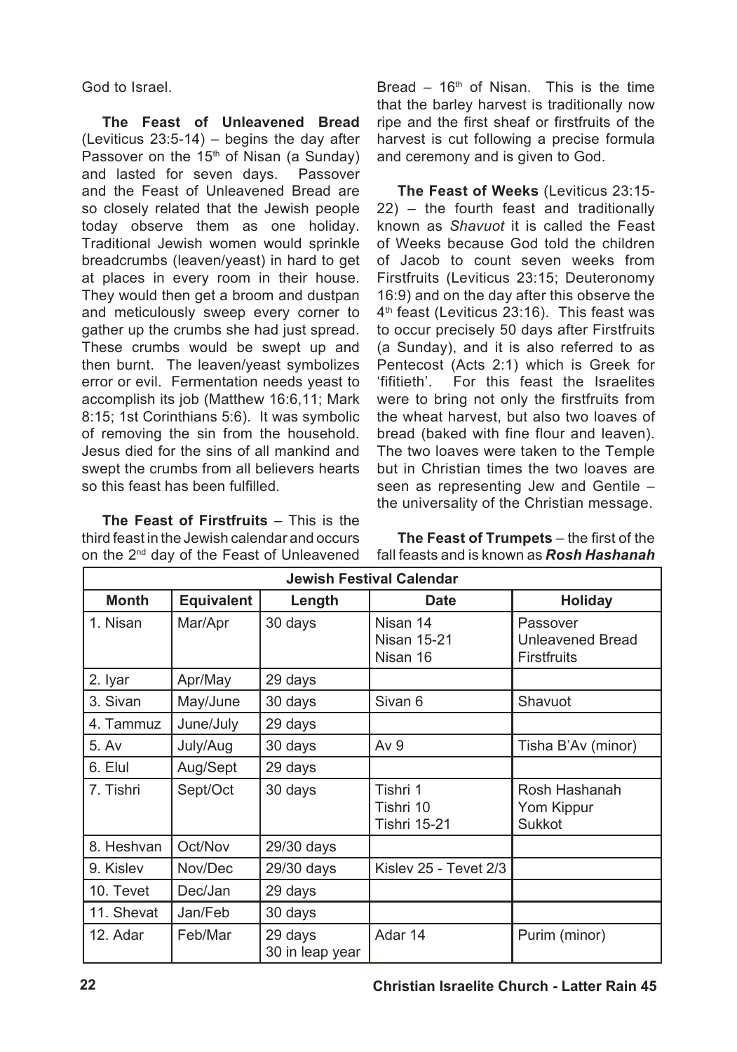God to Israel.

**The Feast of Unleavened Bread** (Leviticus 23:5-14) – begins the day after Passover on the 15th of Nisan (a Sunday) and lasted for seven days. Passover and the Feast of Unleavened Bread are so closely related that the Jewish people today observe them as one holiday. Traditional Jewish women would sprinkle breadcrumbs (leaven/yeast) in hard to get at places in every room in their house. They would then get a broom and dustpan and meticulously sweep every corner to gather up the crumbs she had just spread. These crumbs would be swept up and then burnt. The leaven/yeast symbolizes error or evil. Fermentation needs yeast to accomplish its job (Matthew 16:6,11; Mark 8:15; 1st Corinthians 5:6). It was symbolic of removing the sin from the household. Jesus died for the sins of all mankind and swept the crumbs from all believers hearts so this feast has been fulfilled.

**The Feast of Firstfruits** – This is the third feast in the Jewish calendar and occurs on the 2nd day of the Feast of Unleavened Bread – 16th of Nisan. This is the time that the barley harvest is traditionally now ripe and the first sheaf or firstfruits of the harvest is cut following a precise formula and ceremony and is given to God.

**The Feast of Weeks** (Leviticus 23:15-22) – the fourth feast and traditionally known as *Shavuot* it is called the Feast of Weeks because God told the children of Jacob to count seven weeks from Firstfruits (Leviticus 23:15; Deuteronomy 16:9) and on the day after this observe the 4th feast (Leviticus 23:16). This feast was to occur precisely 50 days after Firstfruits (a Sunday), and it is also referred to as Pentecost (Acts 2:1) which is Greek for 'fifitieth'. For this feast the Israelites were to bring not only the firstfruits from the wheat harvest, but also two loaves of bread (baked with fine flour and leaven). The two loaves were taken to the Temple but in Christian times the two loaves are seen as representing Jew and Gentile – the universality of the Christian message.

**The Feast of Trumpets** – the first of the fall feasts and is known as ***Rosh Hashanah***

| **Jewish Festival Calendar** | | | | |
|---|---|---|---|---|
| **Month** | **Equivalent** | **Length** | **Date** | **Holiday** |
| 1. Nisan | Mar/Apr | 30 days | Nisan 14<br>Nisan 15-21<br>Nisan 16 | Passover<br>Unleavened Bread<br>Firstfruits |
| 2. Iyar | Apr/May | 29 days | | |
| 3. Sivan | May/June | 30 days | Sivan 6 | Shavuot |
| 4. Tammuz | June/July | 29 days | | |
| 5. Av | July/Aug | 30 days | Av 9 | Tisha B'Av (minor) |
| 6. Elul | Aug/Sept | 29 days | | |
| 7. Tishri | Sept/Oct | 30 days | Tishri 1<br>Tishri 10<br>Tishri 15-21 | Rosh Hashanah<br>Yom Kippur<br>Sukkot |
| 8. Heshvan | Oct/Nov | 29/30 days | | |
| 9. Kislev | Nov/Dec | 29/30 days | Kislev 25 - Tevet 2/3 | |
| 10. Tevet | Dec/Jan | 29 days | | |
| 11. Shevat | Jan/Feb | 30 days | | |
| 12. Adar | Feb/Mar | 29 days<br>30 in leap year | Adar 14 | Purim (minor) |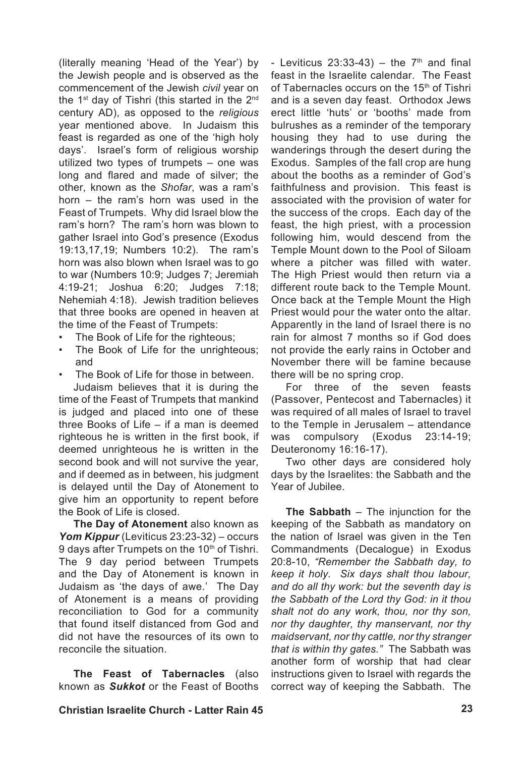(literally meaning 'Head of the Year') by the Jewish people and is observed as the commencement of the Jewish *civil* year on the 1st day of Tishri (this started in the 2nd century AD), as opposed to the *religious* year mentioned above. In Judaism this feast is regarded as one of the 'high holy days'. Israel's form of religious worship utilized two types of trumpets – one was long and flared and made of silver; the other, known as the *Shofar*, was a ram's horn – the ram's horn was used in the Feast of Trumpets. Why did Israel blow the ram's horn? The ram's horn was blown to gather Israel into God's presence (Exodus 19:13,17,19; Numbers 10:2). The ram's horn was also blown when Israel was to go to war (Numbers 10:9; Judges 7; Jeremiah 4:19-21; Joshua 6:20; Judges 7:18; Nehemiah 4:18). Jewish tradition believes that three books are opened in heaven at the time of the Feast of Trumpets:

- The Book of Life for the righteous;
- The Book of Life for the unrighteous; and
- The Book of Life for those in between.

Judaism believes that it is during the time of the Feast of Trumpets that mankind is judged and placed into one of these three Books of Life – if a man is deemed righteous he is written in the first book, if deemed unrighteous he is written in the second book and will not survive the year, and if deemed as in between, his judgment is delayed until the Day of Atonement to give him an opportunity to repent before the Book of Life is closed.

**The Day of Atonement** also known as ***Yom Kippur*** (Leviticus 23:23-32) – occurs 9 days after Trumpets on the 10th of Tishri. The 9 day period between Trumpets and the Day of Atonement is known in Judaism as 'the days of awe.' The Day of Atonement is a means of providing reconciliation to God for a community that found itself distanced from God and did not have the resources of its own to reconcile the situation.

**The Feast of Tabernacles** (also known as ***Sukkot*** or the Feast of Booths - Leviticus 23:33-43) – the 7th and final feast in the Israelite calendar. The Feast of Tabernacles occurs on the 15th of Tishri and is a seven day feast. Orthodox Jews erect little 'huts' or 'booths' made from bulrushes as a reminder of the temporary housing they had to use during the wanderings through the desert during the Exodus. Samples of the fall crop are hung about the booths as a reminder of God's faithfulness and provision. This feast is associated with the provision of water for the success of the crops. Each day of the feast, the high priest, with a procession following him, would descend from the Temple Mount down to the Pool of Siloam where a pitcher was filled with water. The High Priest would then return via a different route back to the Temple Mount. Once back at the Temple Mount the High Priest would pour the water onto the altar. Apparently in the land of Israel there is no rain for almost 7 months so if God does not provide the early rains in October and November there will be famine because there will be no spring crop.

For three of the seven feasts (Passover, Pentecost and Tabernacles) it was required of all males of Israel to travel to the Temple in Jerusalem – attendance was compulsory (Exodus 23:14-19; Deuteronomy 16:16-17).

Two other days are considered holy days by the Israelites: the Sabbath and the Year of Jubilee.

**The Sabbath** – The injunction for the keeping of the Sabbath as mandatory on the nation of Israel was given in the Ten Commandments (Decalogue) in Exodus 20:8-10, *"Remember the Sabbath day, to keep it holy. Six days shalt thou labour, and do all thy work: but the seventh day is the Sabbath of the Lord thy God: in it thou shalt not do any work, thou, nor thy son, nor thy daughter, thy manservant, nor thy maidservant, nor thy cattle, nor thy stranger that is within thy gates."* The Sabbath was another form of worship that had clear instructions given to Israel with regards the correct way of keeping the Sabbath. The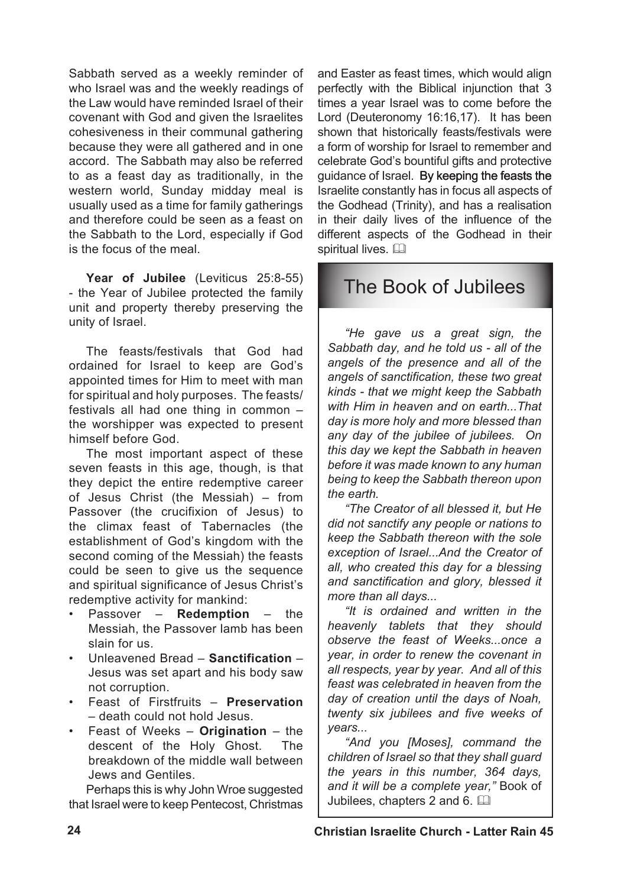Sabbath served as a weekly reminder of who Israel was and the weekly readings of the Law would have reminded Israel of their covenant with God and given the Israelites cohesiveness in their communal gathering because they were all gathered and in one accord. The Sabbath may also be referred to as a feast day as traditionally, in the western world, Sunday midday meal is usually used as a time for family gatherings and therefore could be seen as a feast on the Sabbath to the Lord, especially if God is the focus of the meal.

**Year of Jubilee** (Leviticus 25:8-55) - the Year of Jubilee protected the family unit and property thereby preserving the unity of Israel.

The feasts/festivals that God had ordained for Israel to keep are God's appointed times for Him to meet with man for spiritual and holy purposes. The feasts/festivals all had one thing in common – the worshipper was expected to present himself before God.

The most important aspect of these seven feasts in this age, though, is that they depict the entire redemptive career of Jesus Christ (the Messiah) – from Passover (the crucifixion of Jesus) to the climax feast of Tabernacles (the establishment of God's kingdom with the second coming of the Messiah) the feasts could be seen to give us the sequence and spiritual significance of Jesus Christ's redemptive activity for mankind:

- Passover – **Redemption** – the Messiah, the Passover lamb has been slain for us.
- Unleavened Bread – **Sanctification** – Jesus was set apart and his body saw not corruption.
- Feast of Firstfruits – **Preservation** – death could not hold Jesus.
- Feast of Weeks – **Origination** – the descent of the Holy Ghost. The breakdown of the middle wall between Jews and Gentiles.

Perhaps this is why John Wroe suggested that Israel were to keep Pentecost, Christmas and Easter as feast times, which would align perfectly with the Biblical injunction that 3 times a year Israel was to come before the Lord (Deuteronomy 16:16,17). It has been shown that historically feasts/festivals were a form of worship for Israel to remember and celebrate God's bountiful gifts and protective guidance of Israel. By keeping the feasts the Israelite constantly has in focus all aspects of the Godhead (Trinity), and has a realisation in their daily lives of the influence of the different aspects of the Godhead in their spiritual lives. 📖

## The Book of Jubilees

*"He gave us a great sign, the Sabbath day, and he told us - all of the angels of the presence and all of the angels of sanctification, these two great kinds - that we might keep the Sabbath with Him in heaven and on earth...That day is more holy and more blessed than any day of the jubilee of jubilees. On this day we kept the Sabbath in heaven before it was made known to any human being to keep the Sabbath thereon upon the earth.*

*"The Creator of all blessed it, but He did not sanctify any people or nations to keep the Sabbath thereon with the sole exception of Israel...And the Creator of all, who created this day for a blessing and sanctification and glory, blessed it more than all days...*

*"It is ordained and written in the heavenly tablets that they should observe the feast of Weeks...once a year, in order to renew the covenant in all respects, year by year. And all of this feast was celebrated in heaven from the day of creation until the days of Noah, twenty six jubilees and five weeks of years...*

*"And you [Moses], command the children of Israel so that they shall guard the years in this number, 364 days, and it will be a complete year,"* Book of Jubilees, chapters 2 and 6. 📖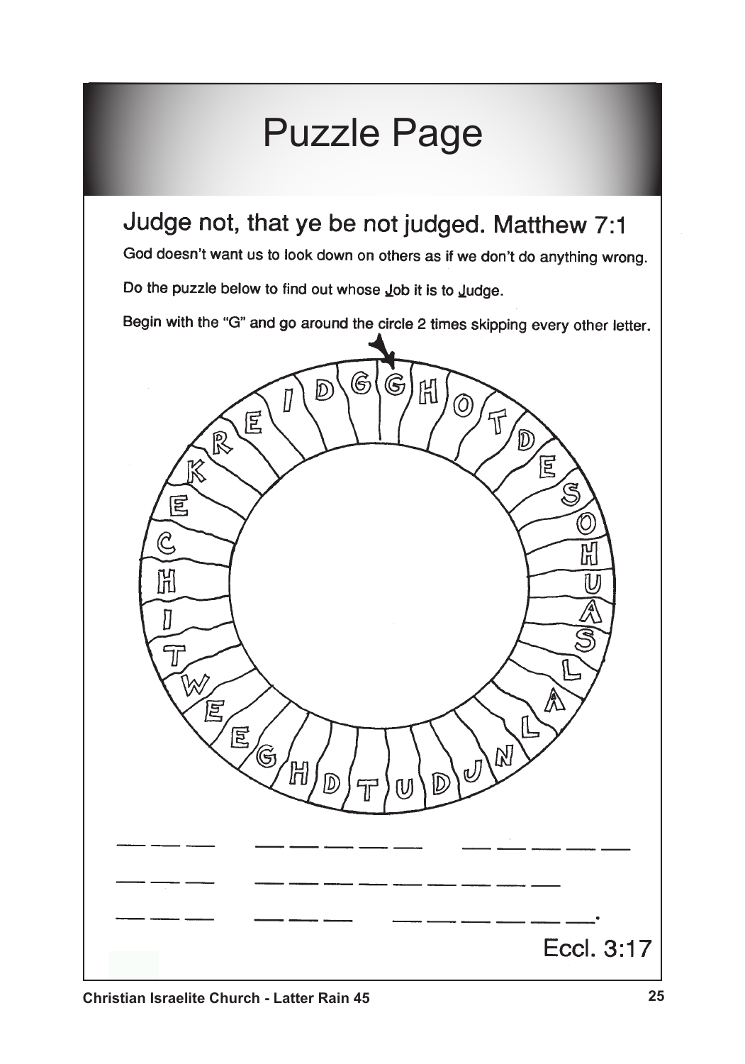# Puzzle Page

## Judge not, that ye be not judged. Matthew 7:1

God doesn't want us to look down on others as if we don't do anything wrong.

Do the puzzle below to find out whose Job it is to Judge.

Begin with the "G" and go around the circle 2 times skipping every other letter.

G H O T D E S O H U A S L A L N J D U T D H G E W T I H C E K R E I D G

___ ___ ___ &nbsp;&nbsp; ___ ___ ___ ___ ___ &nbsp;&nbsp; ___ ___ ___ ___ ___

___ ___ ___ &nbsp;&nbsp; ___ ___ ___ ___ ___ ___ ___ ___ ___

___ ___ ___ &nbsp;&nbsp; ___ ___ ___ &nbsp;&nbsp; ___ ___ ___ ___ ___ ___.

Eccl. 3:17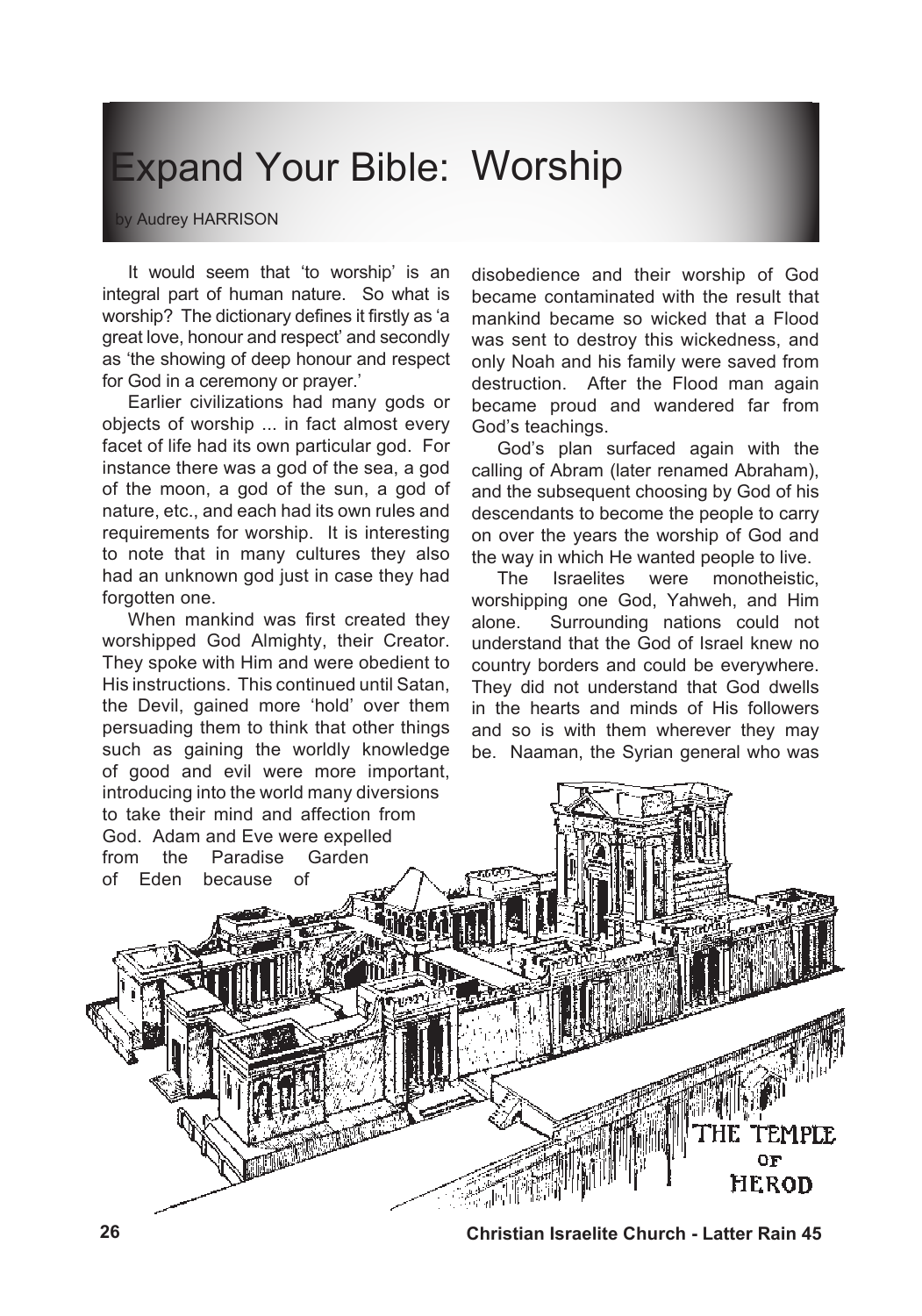# Expand Your Bible: Worship

by Audrey HARRISON

It would seem that 'to worship' is an integral part of human nature. So what is worship? The dictionary defines it firstly as 'a great love, honour and respect' and secondly as 'the showing of deep honour and respect for God in a ceremony or prayer.'

Earlier civilizations had many gods or objects of worship ... in fact almost every facet of life had its own particular god. For instance there was a god of the sea, a god of the moon, a god of the sun, a god of nature, etc., and each had its own rules and requirements for worship. It is interesting to note that in many cultures they also had an unknown god just in case they had forgotten one.

When mankind was first created they worshipped God Almighty, their Creator. They spoke with Him and were obedient to His instructions. This continued until Satan, the Devil, gained more 'hold' over them persuading them to think that other things such as gaining the worldly knowledge of good and evil were more important, introducing into the world many diversions to take their mind and affection from God. Adam and Eve were expelled from the Paradise Garden of Eden because of disobedience and their worship of God became contaminated with the result that mankind became so wicked that a Flood was sent to destroy this wickedness, and only Noah and his family were saved from destruction. After the Flood man again became proud and wandered far from God's teachings.

God's plan surfaced again with the calling of Abram (later renamed Abraham), and the subsequent choosing by God of his descendants to become the people to carry on over the years the worship of God and the way in which He wanted people to live.

The Israelites were monotheistic, worshipping one God, Yahweh, and Him alone. Surrounding nations could not understand that the God of Israel knew no country borders and could be everywhere. They did not understand that God dwells in the hearts and minds of His followers and so is with them wherever they may be. Naaman, the Syrian general who was

THE TEMPLE OF HEROD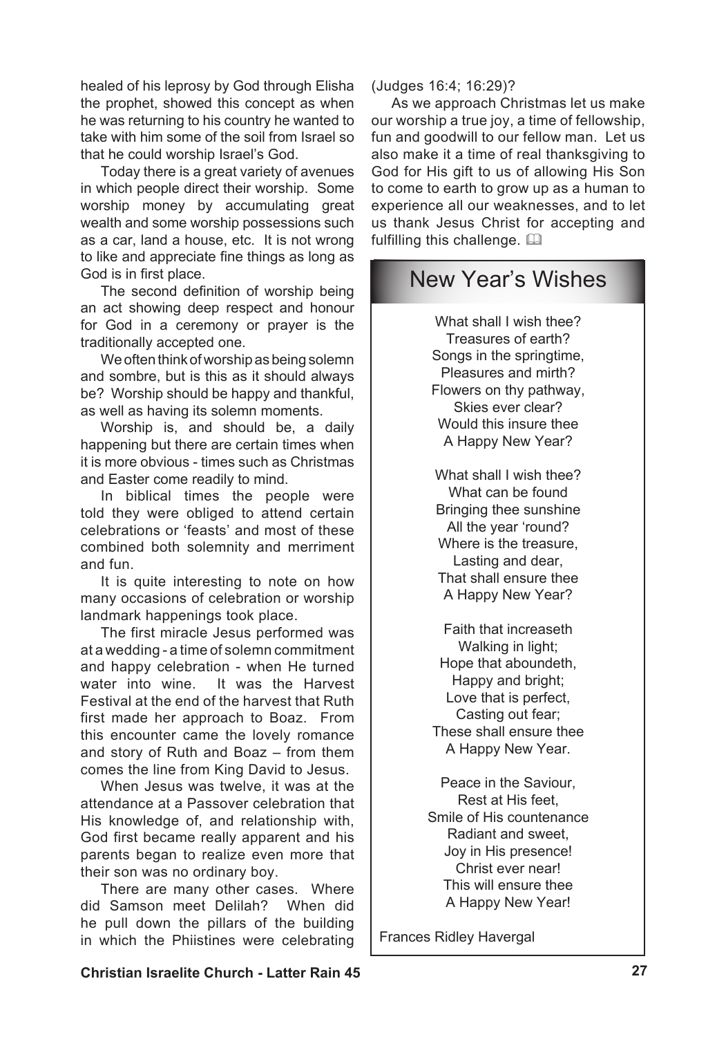healed of his leprosy by God through Elisha the prophet, showed this concept as when he was returning to his country he wanted to take with him some of the soil from Israel so that he could worship Israel's God.

Today there is a great variety of avenues in which people direct their worship. Some worship money by accumulating great wealth and some worship possessions such as a car, land a house, etc. It is not wrong to like and appreciate fine things as long as God is in first place.

The second definition of worship being an act showing deep respect and honour for God in a ceremony or prayer is the traditionally accepted one.

We often think of worship as being solemn and sombre, but is this as it should always be? Worship should be happy and thankful, as well as having its solemn moments.

Worship is, and should be, a daily happening but there are certain times when it is more obvious - times such as Christmas and Easter come readily to mind.

In biblical times the people were told they were obliged to attend certain celebrations or 'feasts' and most of these combined both solemnity and merriment and fun.

It is quite interesting to note on how many occasions of celebration or worship landmark happenings took place.

The first miracle Jesus performed was at a wedding - a time of solemn commitment and happy celebration - when He turned water into wine. It was the Harvest Festival at the end of the harvest that Ruth first made her approach to Boaz. From this encounter came the lovely romance and story of Ruth and Boaz – from them comes the line from King David to Jesus.

When Jesus was twelve, it was at the attendance at a Passover celebration that His knowledge of, and relationship with, God first became really apparent and his parents began to realize even more that their son was no ordinary boy.

There are many other cases. Where did Samson meet Delilah? When did he pull down the pillars of the building in which the Phiistines were celebrating (Judges 16:4; 16:29)?

As we approach Christmas let us make our worship a true joy, a time of fellowship, fun and goodwill to our fellow man. Let us also make it a time of real thanksgiving to God for His gift to us of allowing His Son to come to earth to grow up as a human to experience all our weaknesses, and to let us thank Jesus Christ for accepting and fulfilling this challenge. 📖

## New Year's Wishes

What shall I wish thee?
Treasures of earth?
Songs in the springtime,
Pleasures and mirth?
Flowers on thy pathway,
Skies ever clear?
Would this insure thee
A Happy New Year?

What shall I wish thee?
What can be found
Bringing thee sunshine
All the year 'round?
Where is the treasure,
Lasting and dear,
That shall ensure thee
A Happy New Year?

Faith that increaseth
Walking in light;
Hope that aboundeth,
Happy and bright;
Love that is perfect,
Casting out fear;
These shall ensure thee
A Happy New Year.

Peace in the Saviour,
Rest at His feet,
Smile of His countenance
Radiant and sweet,
Joy in His presence!
Christ ever near!
This will ensure thee
A Happy New Year!

Frances Ridley Havergal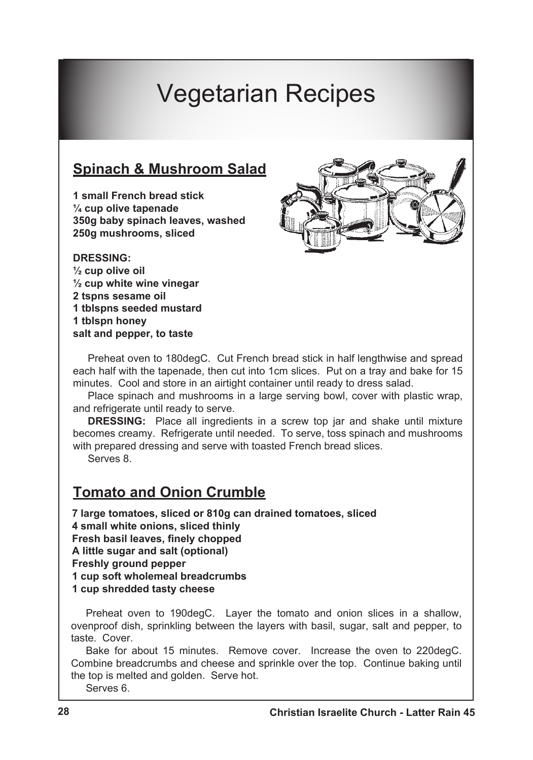# Vegetarian Recipes

## Spinach & Mushroom Salad

**1 small French bread stick**
**¼ cup olive tapenade**
**350g baby spinach leaves, washed**
**250g mushrooms, sliced**

**DRESSING:**
**½ cup olive oil**
**½ cup white wine vinegar**
**2 tspns sesame oil**
**1 tblspns seeded mustard**
**1 tblspn honey**
**salt and pepper, to taste**

Preheat oven to 180degC. Cut French bread stick in half lengthwise and spread each half with the tapenade, then cut into 1cm slices. Put on a tray and bake for 15 minutes. Cool and store in an airtight container until ready to dress salad.

Place spinach and mushrooms in a large serving bowl, cover with plastic wrap, and refrigerate until ready to serve.

**DRESSING:** Place all ingredients in a screw top jar and shake until mixture becomes creamy. Refrigerate until needed. To serve, toss spinach and mushrooms with prepared dressing and serve with toasted French bread slices.

Serves 8.

## Tomato and Onion Crumble

**7 large tomatoes, sliced or 810g can drained tomatoes, sliced**
**4 small white onions, sliced thinly**
**Fresh basil leaves, finely chopped**
**A little sugar and salt (optional)**
**Freshly ground pepper**
**1 cup soft wholemeal breadcrumbs**
**1 cup shredded tasty cheese**

Preheat oven to 190degC. Layer the tomato and onion slices in a shallow, ovenproof dish, sprinkling between the layers with basil, sugar, salt and pepper, to taste. Cover.

Bake for about 15 minutes. Remove cover. Increase the oven to 220degC. Combine breadcrumbs and cheese and sprinkle over the top. Continue baking until the top is melted and golden. Serve hot.

Serves 6.